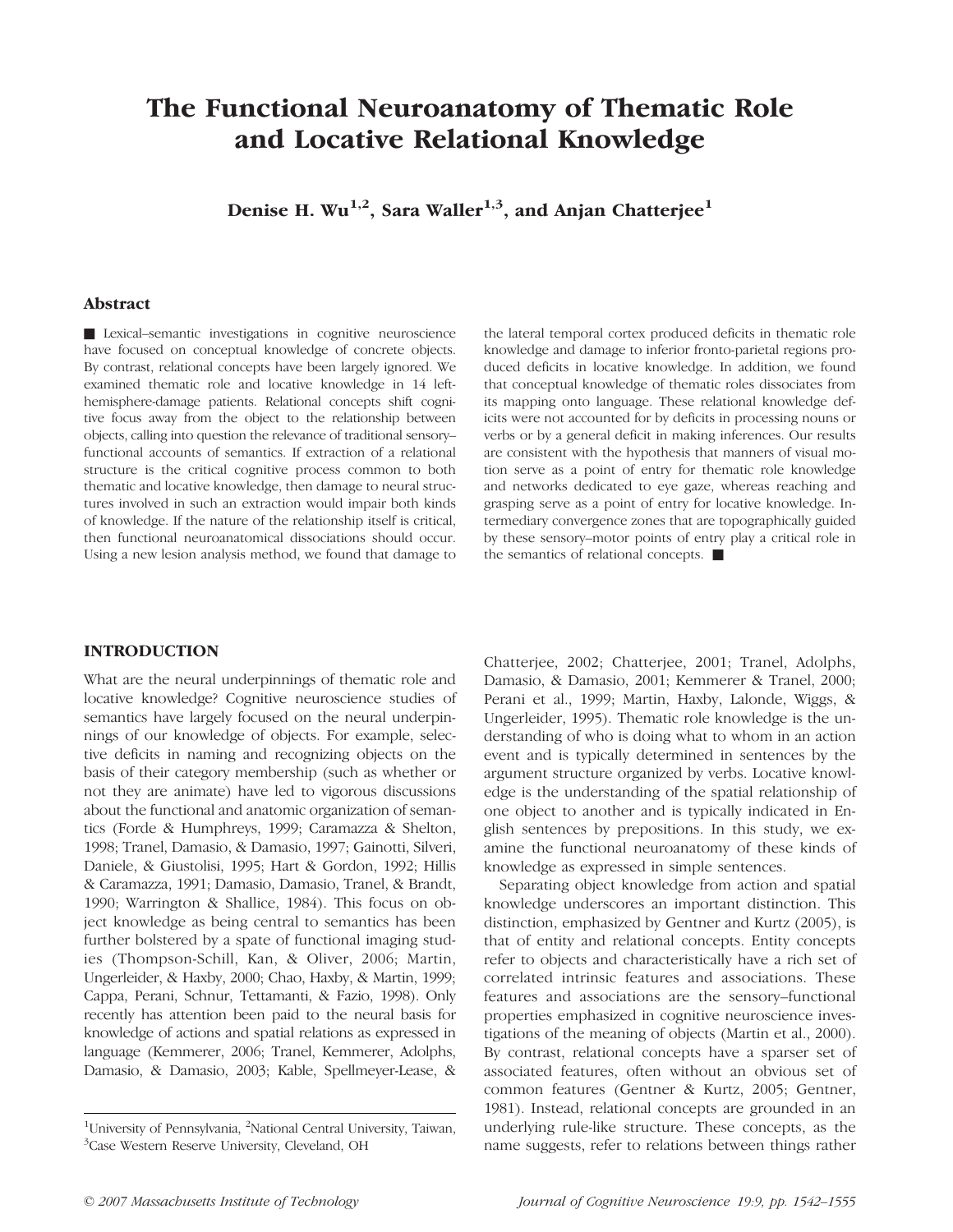# The Functional Neuroanatomy of Thematic Role and Locative Relational Knowledge

**Denise H. Wu[1,2], Sara Waller[1,3], and Anjan Chatterjee[1]**

## Abstract

■ Lexical–semantic investigations in cognitive neuroscience have focused on conceptual knowledge of concrete objects. By contrast, relational concepts have been largely ignored. We examined thematic role and locative knowledge in 14 left-hemisphere-damage patients. Relational concepts shift cognitive focus away from the object to the relationship between objects, calling into question the relevance of traditional sensory–functional accounts of semantics. If extraction of a relational structure is the critical cognitive process common to both thematic and locative knowledge, then damage to neural structures involved in such an extraction would impair both kinds of knowledge. If the nature of the relationship itself is critical, then functional neuroanatomical dissociations should occur. Using a new lesion analysis method, we found that damage to the lateral temporal cortex produced deficits in thematic role knowledge and damage to inferior fronto-parietal regions produced deficits in locative knowledge. In addition, we found that conceptual knowledge of thematic roles dissociates from its mapping onto language. These relational knowledge deficits were not accounted for by deficits in processing nouns or verbs or by a general deficit in making inferences. Our results are consistent with the hypothesis that manners of visual motion serve as a point of entry for thematic role knowledge and networks dedicated to eye gaze, whereas reaching and grasping serve as a point of entry for locative knowledge. Intermediary convergence zones that are topographically guided by these sensory–motor points of entry play a critical role in the semantics of relational concepts. ■

## INTRODUCTION

What are the neural underpinnings of thematic role and locative knowledge? Cognitive neuroscience studies of semantics have largely focused on the neural underpinnings of our knowledge of objects. For example, selective deficits in naming and recognizing objects on the basis of their category membership (such as whether or not they are animate) have led to vigorous discussions about the functional and anatomic organization of semantics (Forde & Humphreys, 1999; Caramazza & Shelton, 1998; Tranel, Damasio, & Damasio, 1997; Gainotti, Silveri, Daniele, & Giustolisi, 1995; Hart & Gordon, 1992; Hillis & Caramazza, 1991; Damasio, Damasio, Tranel, & Brandt, 1990; Warrington & Shallice, 1984). This focus on object knowledge as being central to semantics has been further bolstered by a spate of functional imaging studies (Thompson-Schill, Kan, & Oliver, 2006; Martin, Ungerleider, & Haxby, 2000; Chao, Haxby, & Martin, 1999; Cappa, Perani, Schnur, Tettamanti, & Fazio, 1998). Only recently has attention been paid to the neural basis for knowledge of actions and spatial relations as expressed in language (Kemmerer, 2006; Tranel, Kemmerer, Adolphs, Damasio, & Damasio, 2003; Kable, Spellmeyer-Lease, & Chatterjee, 2002; Chatterjee, 2001; Tranel, Adolphs, Damasio, & Damasio, 2001; Kemmerer & Tranel, 2000; Perani et al., 1999; Martin, Haxby, Lalonde, Wiggs, & Ungerleider, 1995). Thematic role knowledge is the understanding of who is doing what to whom in an action event and is typically determined in sentences by the argument structure organized by verbs. Locative knowledge is the understanding of the spatial relationship of one object to another and is typically indicated in English sentences by prepositions. In this study, we examine the functional neuroanatomy of these kinds of knowledge as expressed in simple sentences.

Separating object knowledge from action and spatial knowledge underscores an important distinction. This distinction, emphasized by Gentner and Kurtz (2005), is that of entity and relational concepts. Entity concepts refer to objects and characteristically have a rich set of correlated intrinsic features and associations. These features and associations are the sensory–functional properties emphasized in cognitive neuroscience investigations of the meaning of objects (Martin et al., 2000). By contrast, relational concepts have a sparser set of associated features, often without an obvious set of common features (Gentner & Kurtz, 2005; Gentner, 1981). Instead, relational concepts are grounded in an underlying rule-like structure. These concepts, as the name suggests, refer to relations between things rather

[1]University of Pennsylvania, [2]National Central University, Taiwan, [3]Case Western Reserve University, Cleveland, OH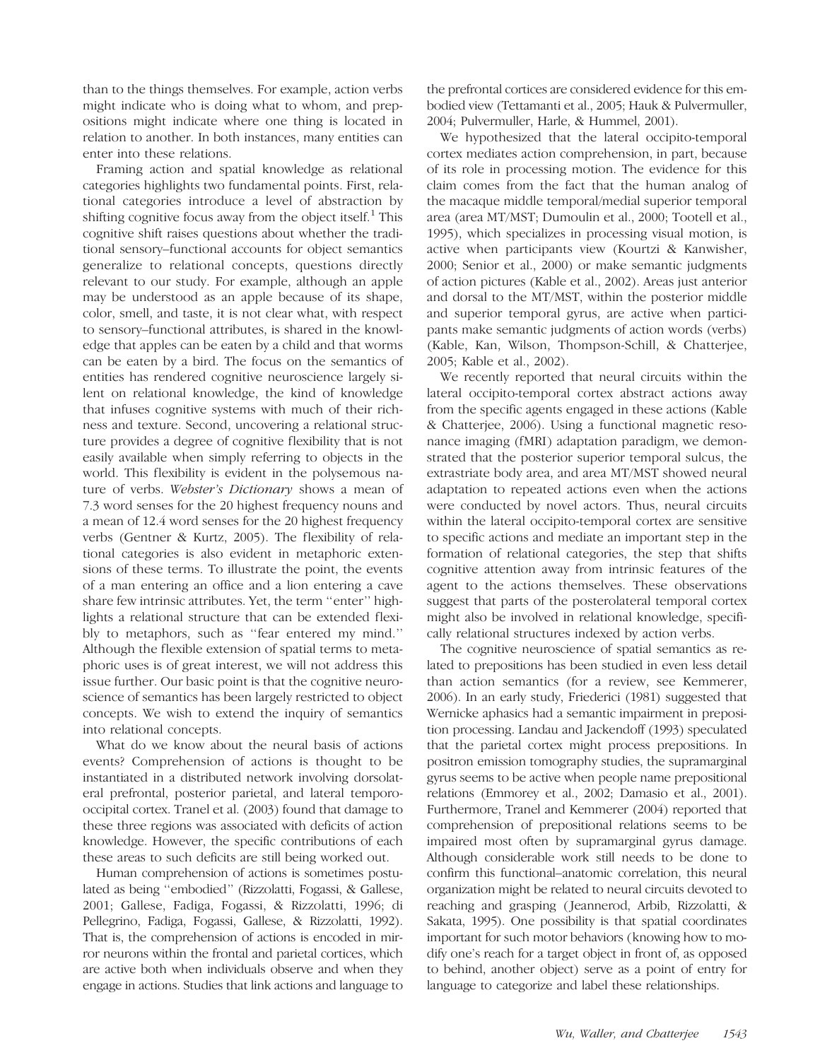than to the things themselves. For example, action verbs might indicate who is doing what to whom, and prepositions might indicate where one thing is located in relation to another. In both instances, many entities can enter into these relations.

Framing action and spatial knowledge as relational categories highlights two fundamental points. First, relational categories introduce a level of abstraction by shifting cognitive focus away from the object itself.[1] This cognitive shift raises questions about whether the traditional sensory–functional accounts for object semantics generalize to relational concepts, questions directly relevant to our study. For example, although an apple may be understood as an apple because of its shape, color, smell, and taste, it is not clear what, with respect to sensory–functional attributes, is shared in the knowledge that apples can be eaten by a child and that worms can be eaten by a bird. The focus on the semantics of entities has rendered cognitive neuroscience largely silent on relational knowledge, the kind of knowledge that infuses cognitive systems with much of their richness and texture. Second, uncovering a relational structure provides a degree of cognitive flexibility that is not easily available when simply referring to objects in the world. This flexibility is evident in the polysemous nature of verbs. *Webster's Dictionary* shows a mean of 7.3 word senses for the 20 highest frequency nouns and a mean of 12.4 word senses for the 20 highest frequency verbs (Gentner & Kurtz, 2005). The flexibility of relational categories is also evident in metaphoric extensions of these terms. To illustrate the point, the events of a man entering an office and a lion entering a cave share few intrinsic attributes. Yet, the term ''enter'' highlights a relational structure that can be extended flexibly to metaphors, such as ''fear entered my mind.'' Although the flexible extension of spatial terms to metaphoric uses is of great interest, we will not address this issue further. Our basic point is that the cognitive neuroscience of semantics has been largely restricted to object concepts. We wish to extend the inquiry of semantics into relational concepts.

What do we know about the neural basis of actions events? Comprehension of actions is thought to be instantiated in a distributed network involving dorsolateral prefrontal, posterior parietal, and lateral temporo-occipital cortex. Tranel et al. (2003) found that damage to these three regions was associated with deficits of action knowledge. However, the specific contributions of each these areas to such deficits are still being worked out.

Human comprehension of actions is sometimes postulated as being ''embodied'' (Rizzolatti, Fogassi, & Gallese, 2001; Gallese, Fadiga, Fogassi, & Rizzolatti, 1996; di Pellegrino, Fadiga, Fogassi, Gallese, & Rizzolatti, 1992). That is, the comprehension of actions is encoded in mirror neurons within the frontal and parietal cortices, which are active both when individuals observe and when they engage in actions. Studies that link actions and language to the prefrontal cortices are considered evidence for this embodied view (Tettamanti et al., 2005; Hauk & Pulvermuller, 2004; Pulvermuller, Harle, & Hummel, 2001).

We hypothesized that the lateral occipito-temporal cortex mediates action comprehension, in part, because of its role in processing motion. The evidence for this claim comes from the fact that the human analog of the macaque middle temporal/medial superior temporal area (area MT/MST; Dumoulin et al., 2000; Tootell et al., 1995), which specializes in processing visual motion, is active when participants view (Kourtzi & Kanwisher, 2000; Senior et al., 2000) or make semantic judgments of action pictures (Kable et al., 2002). Areas just anterior and dorsal to the MT/MST, within the posterior middle and superior temporal gyrus, are active when participants make semantic judgments of action words (verbs) (Kable, Kan, Wilson, Thompson-Schill, & Chatterjee, 2005; Kable et al., 2002).

We recently reported that neural circuits within the lateral occipito-temporal cortex abstract actions away from the specific agents engaged in these actions (Kable & Chatterjee, 2006). Using a functional magnetic resonance imaging (fMRI) adaptation paradigm, we demonstrated that the posterior superior temporal sulcus, the extrastriate body area, and area MT/MST showed neural adaptation to repeated actions even when the actions were conducted by novel actors. Thus, neural circuits within the lateral occipito-temporal cortex are sensitive to specific actions and mediate an important step in the formation of relational categories, the step that shifts cognitive attention away from intrinsic features of the agent to the actions themselves. These observations suggest that parts of the posterolateral temporal cortex might also be involved in relational knowledge, specifically relational structures indexed by action verbs.

The cognitive neuroscience of spatial semantics as related to prepositions has been studied in even less detail than action semantics (for a review, see Kemmerer, 2006). In an early study, Friederici (1981) suggested that Wernicke aphasics had a semantic impairment in preposition processing. Landau and Jackendoff (1993) speculated that the parietal cortex might process prepositions. In positron emission tomography studies, the supramarginal gyrus seems to be active when people name prepositional relations (Emmorey et al., 2002; Damasio et al., 2001). Furthermore, Tranel and Kemmerer (2004) reported that comprehension of prepositional relations seems to be impaired most often by supramarginal gyrus damage. Although considerable work still needs to be done to confirm this functional–anatomic correlation, this neural organization might be related to neural circuits devoted to reaching and grasping (Jeannerod, Arbib, Rizzolatti, & Sakata, 1995). One possibility is that spatial coordinates important for such motor behaviors (knowing how to modify one's reach for a target object in front of, as opposed to behind, another object) serve as a point of entry for language to categorize and label these relationships.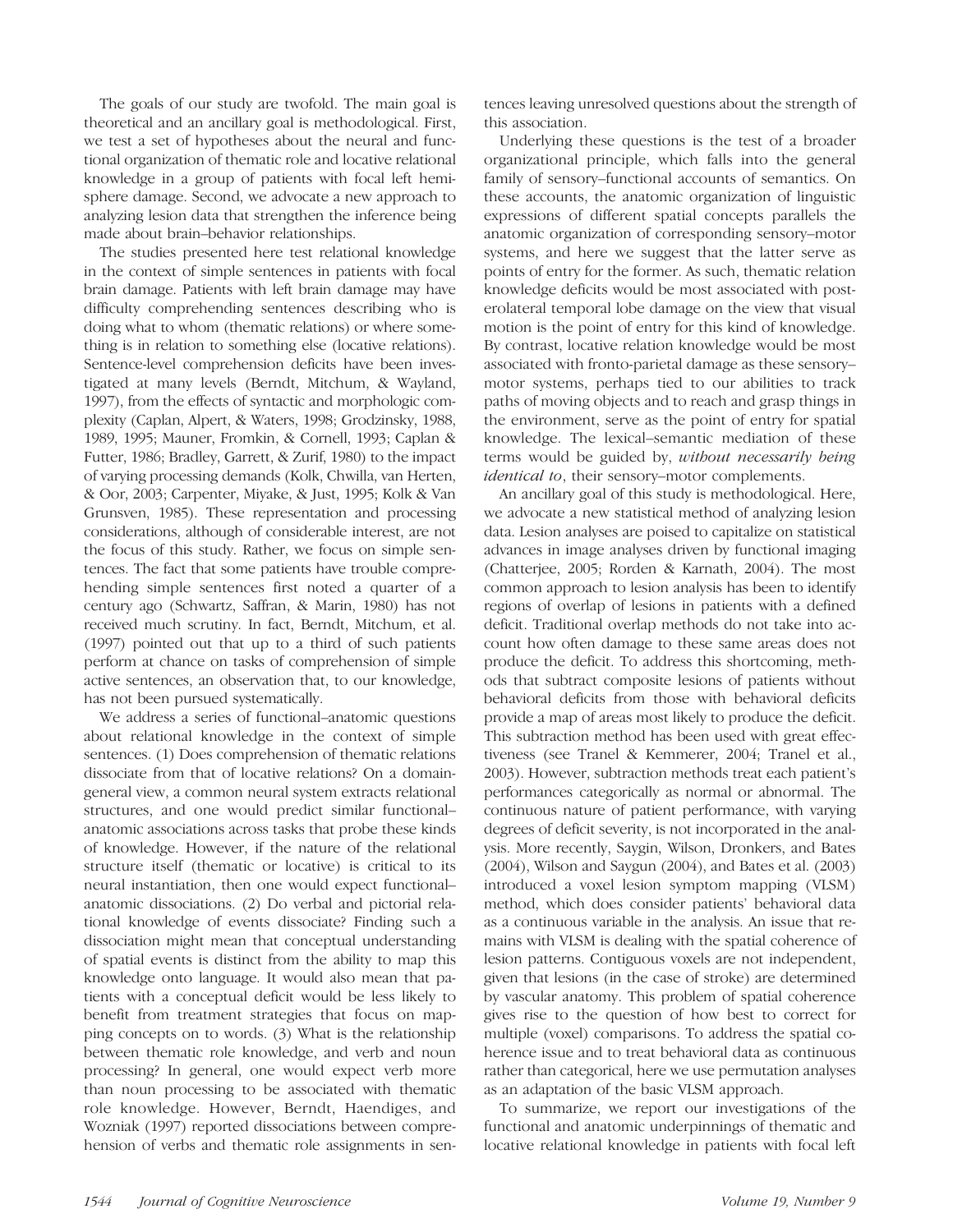The goals of our study are twofold. The main goal is theoretical and an ancillary goal is methodological. First, we test a set of hypotheses about the neural and functional organization of thematic role and locative relational knowledge in a group of patients with focal left hemisphere damage. Second, we advocate a new approach to analyzing lesion data that strengthen the inference being made about brain–behavior relationships.

The studies presented here test relational knowledge in the context of simple sentences in patients with focal brain damage. Patients with left brain damage may have difficulty comprehending sentences describing who is doing what to whom (thematic relations) or where something is in relation to something else (locative relations). Sentence-level comprehension deficits have been investigated at many levels (Berndt, Mitchum, & Wayland, 1997), from the effects of syntactic and morphologic complexity (Caplan, Alpert, & Waters, 1998; Grodzinsky, 1988, 1989, 1995; Mauner, Fromkin, & Cornell, 1993; Caplan & Futter, 1986; Bradley, Garrett, & Zurif, 1980) to the impact of varying processing demands (Kolk, Chwilla, van Herten, & Oor, 2003; Carpenter, Miyake, & Just, 1995; Kolk & Van Grunsven, 1985). These representation and processing considerations, although of considerable interest, are not the focus of this study. Rather, we focus on simple sentences. The fact that some patients have trouble comprehending simple sentences first noted a quarter of a century ago (Schwartz, Saffran, & Marin, 1980) has not received much scrutiny. In fact, Berndt, Mitchum, et al. (1997) pointed out that up to a third of such patients perform at chance on tasks of comprehension of simple active sentences, an observation that, to our knowledge, has not been pursued systematically.

We address a series of functional–anatomic questions about relational knowledge in the context of simple sentences. (1) Does comprehension of thematic relations dissociate from that of locative relations? On a domain-general view, a common neural system extracts relational structures, and one would predict similar functional–anatomic associations across tasks that probe these kinds of knowledge. However, if the nature of the relational structure itself (thematic or locative) is critical to its neural instantiation, then one would expect functional–anatomic dissociations. (2) Do verbal and pictorial relational knowledge of events dissociate? Finding such a dissociation might mean that conceptual understanding of spatial events is distinct from the ability to map this knowledge onto language. It would also mean that patients with a conceptual deficit would be less likely to benefit from treatment strategies that focus on mapping concepts on to words. (3) What is the relationship between thematic role knowledge, and verb and noun processing? In general, one would expect verb more than noun processing to be associated with thematic role knowledge. However, Berndt, Haendiges, and Wozniak (1997) reported dissociations between comprehension of verbs and thematic role assignments in sentences leaving unresolved questions about the strength of this association.

Underlying these questions is the test of a broader organizational principle, which falls into the general family of sensory–functional accounts of semantics. On these accounts, the anatomic organization of linguistic expressions of different spatial concepts parallels the anatomic organization of corresponding sensory–motor systems, and here we suggest that the latter serve as points of entry for the former. As such, thematic relation knowledge deficits would be most associated with posterolateral temporal lobe damage on the view that visual motion is the point of entry for this kind of knowledge. By contrast, locative relation knowledge would be most associated with fronto-parietal damage as these sensory–motor systems, perhaps tied to our abilities to track paths of moving objects and to reach and grasp things in the environment, serve as the point of entry for spatial knowledge. The lexical–semantic mediation of these terms would be guided by, *without necessarily being identical to*, their sensory–motor complements.

An ancillary goal of this study is methodological. Here, we advocate a new statistical method of analyzing lesion data. Lesion analyses are poised to capitalize on statistical advances in image analyses driven by functional imaging (Chatterjee, 2005; Rorden & Karnath, 2004). The most common approach to lesion analysis has been to identify regions of overlap of lesions in patients with a defined deficit. Traditional overlap methods do not take into account how often damage to these same areas does not produce the deficit. To address this shortcoming, methods that subtract composite lesions of patients without behavioral deficits from those with behavioral deficits provide a map of areas most likely to produce the deficit. This subtraction method has been used with great effectiveness (see Tranel & Kemmerer, 2004; Tranel et al., 2003). However, subtraction methods treat each patient's performances categorically as normal or abnormal. The continuous nature of patient performance, with varying degrees of deficit severity, is not incorporated in the analysis. More recently, Saygin, Wilson, Dronkers, and Bates (2004), Wilson and Saygun (2004), and Bates et al. (2003) introduced a voxel lesion symptom mapping (VLSM) method, which does consider patients' behavioral data as a continuous variable in the analysis. An issue that remains with VLSM is dealing with the spatial coherence of lesion patterns. Contiguous voxels are not independent, given that lesions (in the case of stroke) are determined by vascular anatomy. This problem of spatial coherence gives rise to the question of how best to correct for multiple (voxel) comparisons. To address the spatial coherence issue and to treat behavioral data as continuous rather than categorical, here we use permutation analyses as an adaptation of the basic VLSM approach.

To summarize, we report our investigations of the functional and anatomic underpinnings of thematic and locative relational knowledge in patients with focal left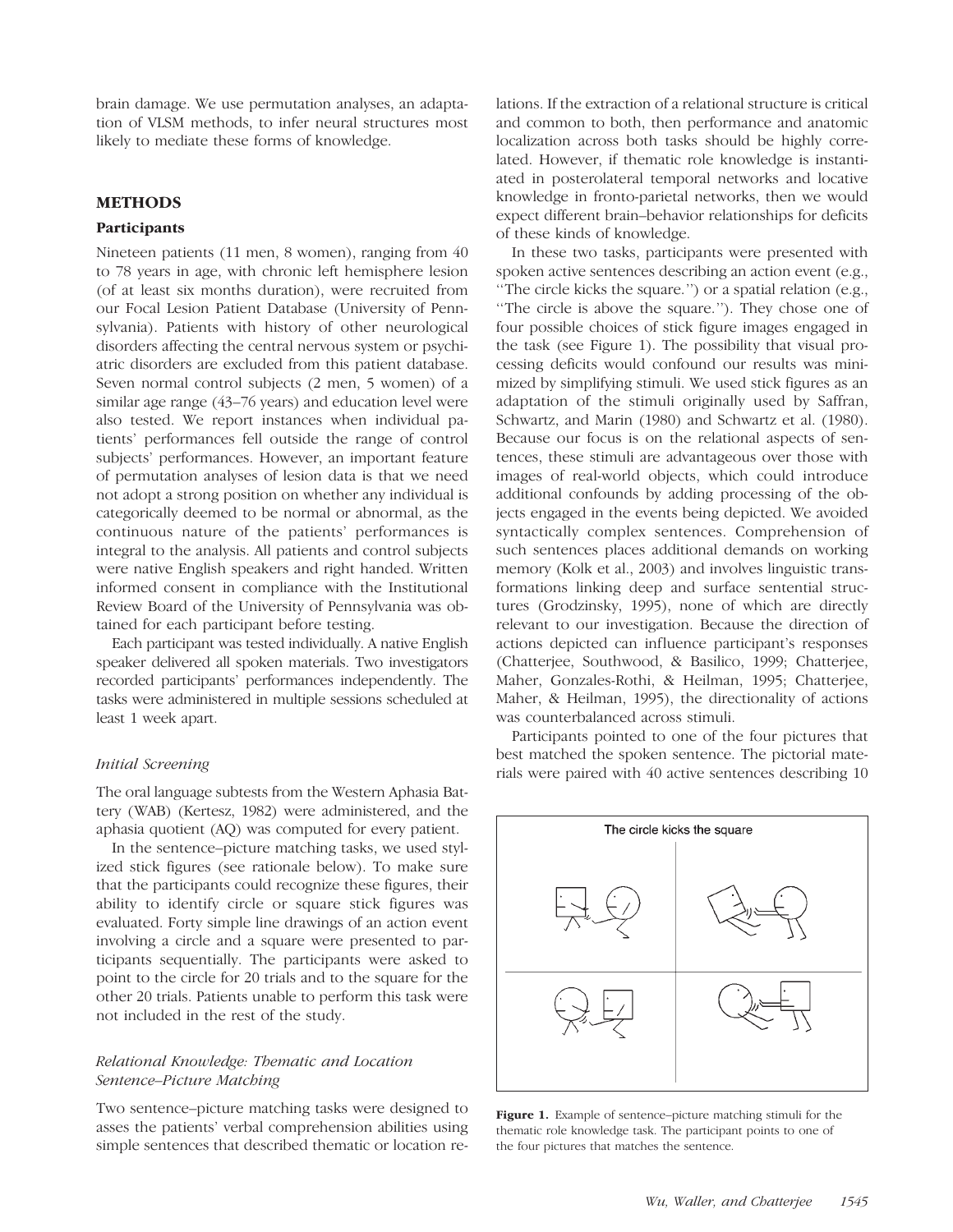brain damage. We use permutation analyses, an adaptation of VLSM methods, to infer neural structures most likely to mediate these forms of knowledge.

## METHODS

### Participants

Nineteen patients (11 men, 8 women), ranging from 40 to 78 years in age, with chronic left hemisphere lesion (of at least six months duration), were recruited from our Focal Lesion Patient Database (University of Pennsylvania). Patients with history of other neurological disorders affecting the central nervous system or psychiatric disorders are excluded from this patient database. Seven normal control subjects (2 men, 5 women) of a similar age range (43–76 years) and education level were also tested. We report instances when individual patients' performances fell outside the range of control subjects' performances. However, an important feature of permutation analyses of lesion data is that we need not adopt a strong position on whether any individual is categorically deemed to be normal or abnormal, as the continuous nature of the patients' performances is integral to the analysis. All patients and control subjects were native English speakers and right handed. Written informed consent in compliance with the Institutional Review Board of the University of Pennsylvania was obtained for each participant before testing.

Each participant was tested individually. A native English speaker delivered all spoken materials. Two investigators recorded participants' performances independently. The tasks were administered in multiple sessions scheduled at least 1 week apart.

#### *Initial Screening*

The oral language subtests from the Western Aphasia Battery (WAB) (Kertesz, 1982) were administered, and the aphasia quotient (AQ) was computed for every patient.

In the sentence–picture matching tasks, we used stylized stick figures (see rationale below). To make sure that the participants could recognize these figures, their ability to identify circle or square stick figures was evaluated. Forty simple line drawings of an action event involving a circle and a square were presented to participants sequentially. The participants were asked to point to the circle for 20 trials and to the square for the other 20 trials. Patients unable to perform this task were not included in the rest of the study.

#### *Relational Knowledge: Thematic and Location Sentence–Picture Matching*

Two sentence–picture matching tasks were designed to asses the patients' verbal comprehension abilities using simple sentences that described thematic or location relations. If the extraction of a relational structure is critical and common to both, then performance and anatomic localization across both tasks should be highly correlated. However, if thematic role knowledge is instantiated in posterolateral temporal networks and locative knowledge in fronto-parietal networks, then we would expect different brain–behavior relationships for deficits of these kinds of knowledge.

In these two tasks, participants were presented with spoken active sentences describing an action event (e.g., ''The circle kicks the square.'') or a spatial relation (e.g., ''The circle is above the square.''). They chose one of four possible choices of stick figure images engaged in the task (see Figure 1). The possibility that visual processing deficits would confound our results was minimized by simplifying stimuli. We used stick figures as an adaptation of the stimuli originally used by Saffran, Schwartz, and Marin (1980) and Schwartz et al. (1980). Because our focus is on the relational aspects of sentences, these stimuli are advantageous over those with images of real-world objects, which could introduce additional confounds by adding processing of the objects engaged in the events being depicted. We avoided syntactically complex sentences. Comprehension of such sentences places additional demands on working memory (Kolk et al., 2003) and involves linguistic transformations linking deep and surface sentential structures (Grodzinsky, 1995), none of which are directly relevant to our investigation. Because the direction of actions depicted can influence participant's responses (Chatterjee, Southwood, & Basilico, 1999; Chatterjee, Maher, Gonzales-Rothi, & Heilman, 1995; Chatterjee, Maher, & Heilman, 1995), the directionality of actions was counterbalanced across stimuli.

Participants pointed to one of the four pictures that best matched the spoken sentence. The pictorial materials were paired with 40 active sentences describing 10

**Figure 1.** Example of sentence–picture matching stimuli for the thematic role knowledge task. The participant points to one of the four pictures that matches the sentence.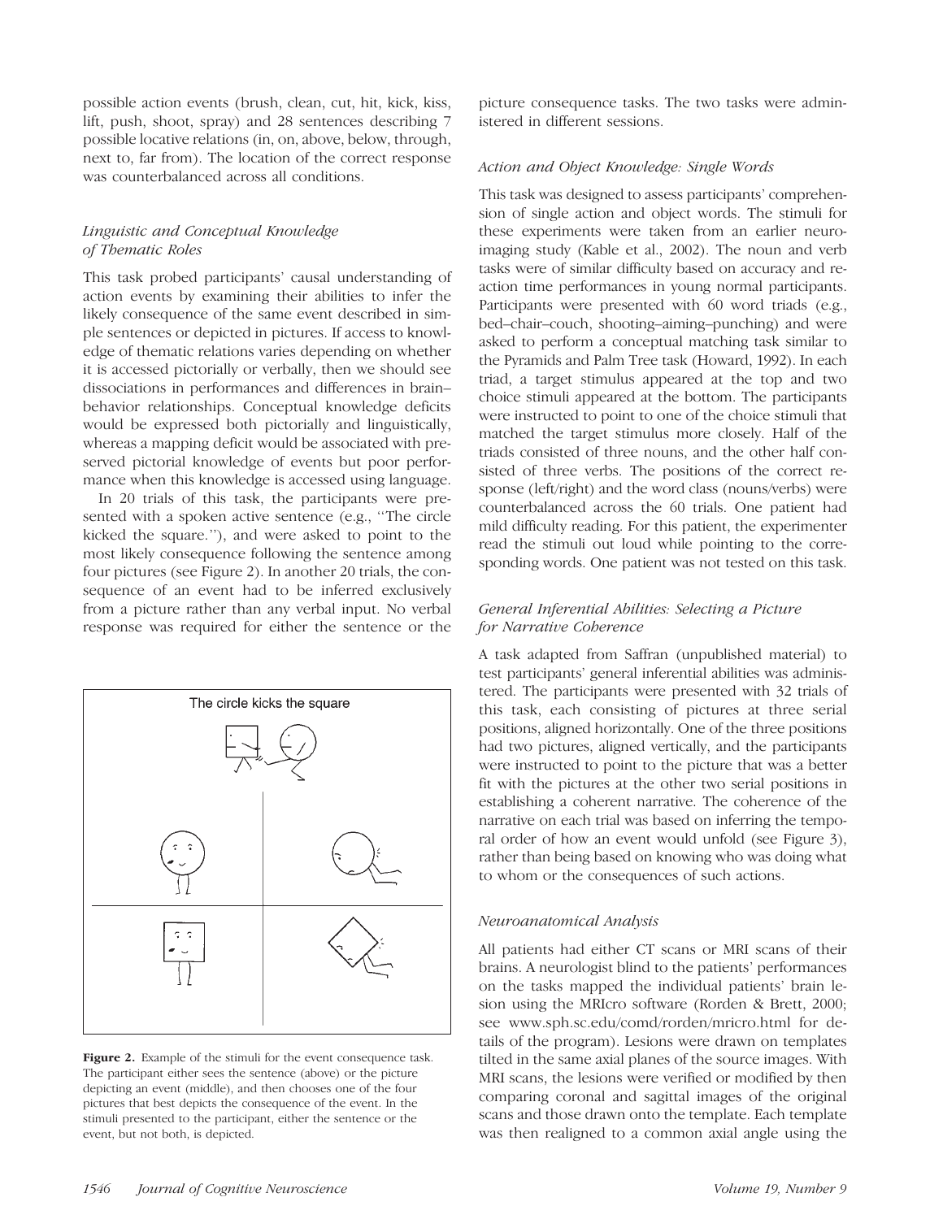possible action events (brush, clean, cut, hit, kick, kiss, lift, push, shoot, spray) and 28 sentences describing 7 possible locative relations (in, on, above, below, through, next to, far from). The location of the correct response was counterbalanced across all conditions.

### *Linguistic and Conceptual Knowledge of Thematic Roles*

This task probed participants' causal understanding of action events by examining their abilities to infer the likely consequence of the same event described in simple sentences or depicted in pictures. If access to knowledge of thematic relations varies depending on whether it is accessed pictorially or verbally, then we should see dissociations in performances and differences in brain–behavior relationships. Conceptual knowledge deficits would be expressed both pictorially and linguistically, whereas a mapping deficit would be associated with preserved pictorial knowledge of events but poor performance when this knowledge is accessed using language.

In 20 trials of this task, the participants were presented with a spoken active sentence (e.g., ''The circle kicked the square.''), and were asked to point to the most likely consequence following the sentence among four pictures (see Figure 2). In another 20 trials, the consequence of an event had to be inferred exclusively from a picture rather than any verbal input. No verbal response was required for either the sentence or the picture consequence tasks. The two tasks were administered in different sessions.

**Figure 2.** Example of the stimuli for the event consequence task. The participant either sees the sentence (above) or the picture depicting an event (middle), and then chooses one of the four pictures that best depicts the consequence of the event. In the stimuli presented to the participant, either the sentence or the event, but not both, is depicted.

### *Action and Object Knowledge: Single Words*

This task was designed to assess participants' comprehension of single action and object words. The stimuli for these experiments were taken from an earlier neuroimaging study (Kable et al., 2002). The noun and verb tasks were of similar difficulty based on accuracy and reaction time performances in young normal participants. Participants were presented with 60 word triads (e.g., bed–chair–couch, shooting–aiming–punching) and were asked to perform a conceptual matching task similar to the Pyramids and Palm Tree task (Howard, 1992). In each triad, a target stimulus appeared at the top and two choice stimuli appeared at the bottom. The participants were instructed to point to one of the choice stimuli that matched the target stimulus more closely. Half of the triads consisted of three nouns, and the other half consisted of three verbs. The positions of the correct response (left/right) and the word class (nouns/verbs) were counterbalanced across the 60 trials. One patient had mild difficulty reading. For this patient, the experimenter read the stimuli out loud while pointing to the corresponding words. One patient was not tested on this task.

### *General Inferential Abilities: Selecting a Picture for Narrative Coherence*

A task adapted from Saffran (unpublished material) to test participants' general inferential abilities was administered. The participants were presented with 32 trials of this task, each consisting of pictures at three serial positions, aligned horizontally. One of the three positions had two pictures, aligned vertically, and the participants were instructed to point to the picture that was a better fit with the pictures at the other two serial positions in establishing a coherent narrative. The coherence of the narrative on each trial was based on inferring the temporal order of how an event would unfold (see Figure 3), rather than being based on knowing who was doing what to whom or the consequences of such actions.

### *Neuroanatomical Analysis*

All patients had either CT scans or MRI scans of their brains. A neurologist blind to the patients' performances on the tasks mapped the individual patients' brain lesion using the MRIcro software (Rorden & Brett, 2000; see www.sph.sc.edu/comd/rorden/mricro.html for details of the program). Lesions were drawn on templates tilted in the same axial planes of the source images. With MRI scans, the lesions were verified or modified by then comparing coronal and sagittal images of the original scans and those drawn onto the template. Each template was then realigned to a common axial angle using the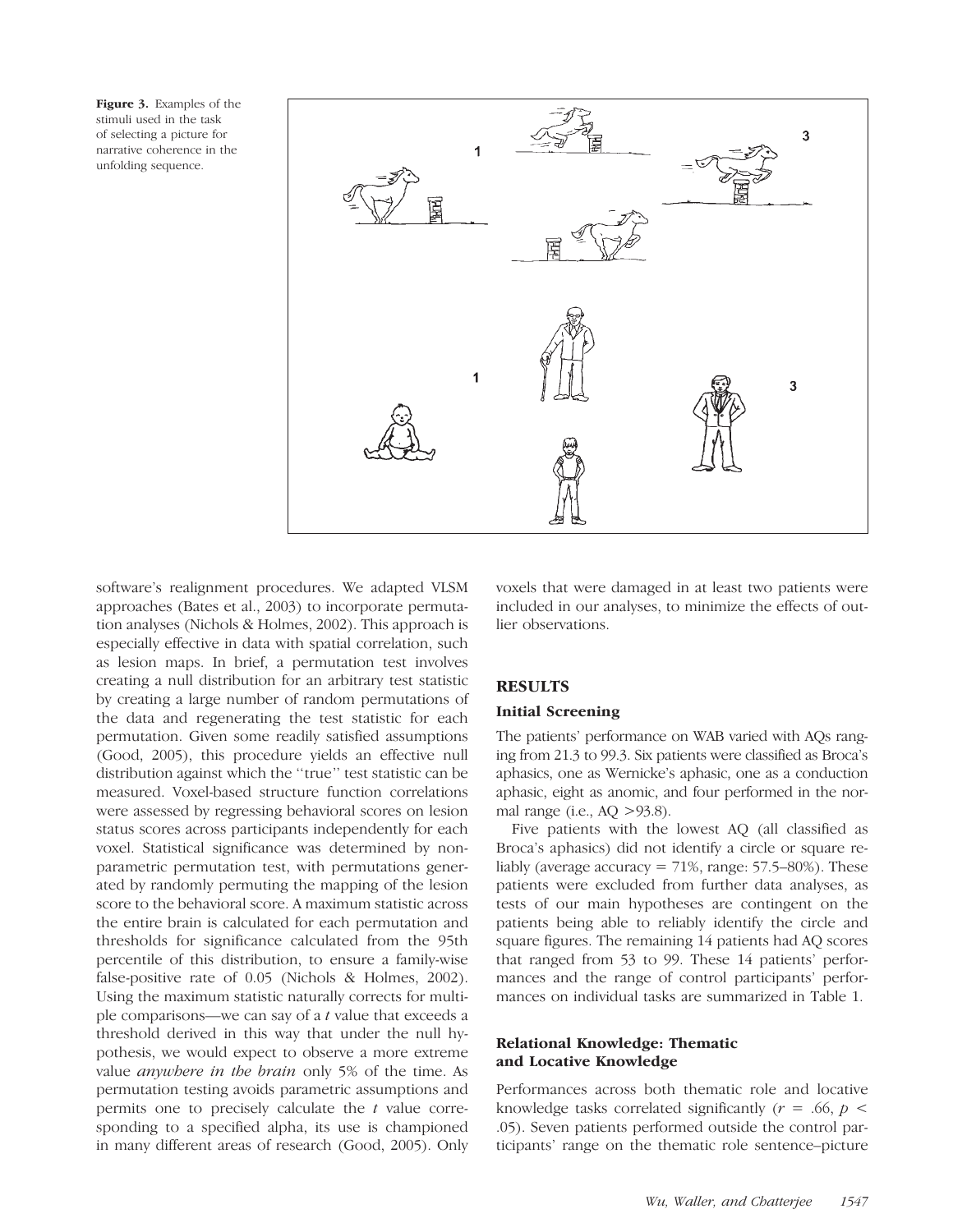**Figure 3.** Examples of the stimuli used in the task of selecting a picture for narrative coherence in the unfolding sequence.

software's realignment procedures. We adapted VLSM approaches (Bates et al., 2003) to incorporate permutation analyses (Nichols & Holmes, 2002). This approach is especially effective in data with spatial correlation, such as lesion maps. In brief, a permutation test involves creating a null distribution for an arbitrary test statistic by creating a large number of random permutations of the data and regenerating the test statistic for each permutation. Given some readily satisfied assumptions (Good, 2005), this procedure yields an effective null distribution against which the ''true'' test statistic can be measured. Voxel-based structure function correlations were assessed by regressing behavioral scores on lesion status scores across participants independently for each voxel. Statistical significance was determined by nonparametric permutation test, with permutations generated by randomly permuting the mapping of the lesion score to the behavioral score. A maximum statistic across the entire brain is calculated for each permutation and thresholds for significance calculated from the 95th percentile of this distribution, to ensure a family-wise false-positive rate of 0.05 (Nichols & Holmes, 2002). Using the maximum statistic naturally corrects for multiple comparisons—we can say of a $t$ value that exceeds a threshold derived in this way that under the null hypothesis, we would expect to observe a more extreme value *anywhere in the brain* only 5% of the time. As permutation testing avoids parametric assumptions and permits one to precisely calculate the $t$ value corresponding to a specified alpha, its use is championed in many different areas of research (Good, 2005). Only voxels that were damaged in at least two patients were included in our analyses, to minimize the effects of outlier observations.

## RESULTS

### Initial Screening

The patients' performance on WAB varied with AQs ranging from 21.3 to 99.3. Six patients were classified as Broca's aphasics, one as Wernicke's aphasic, one as a conduction aphasic, eight as anomic, and four performed in the normal range (i.e., AQ >93.8).

Five patients with the lowest AQ (all classified as Broca's aphasics) did not identify a circle or square reliably (average accuracy = 71%, range: 57.5–80%). These patients were excluded from further data analyses, as tests of our main hypotheses are contingent on the patients being able to reliably identify the circle and square figures. The remaining 14 patients had AQ scores that ranged from 53 to 99. These 14 patients' performances and the range of control participants' performances on individual tasks are summarized in Table 1.

### Relational Knowledge: Thematic and Locative Knowledge

Performances across both thematic role and locative knowledge tasks correlated significantly ($r = .66$, $p < .05$). Seven patients performed outside the control participants' range on the thematic role sentence–picture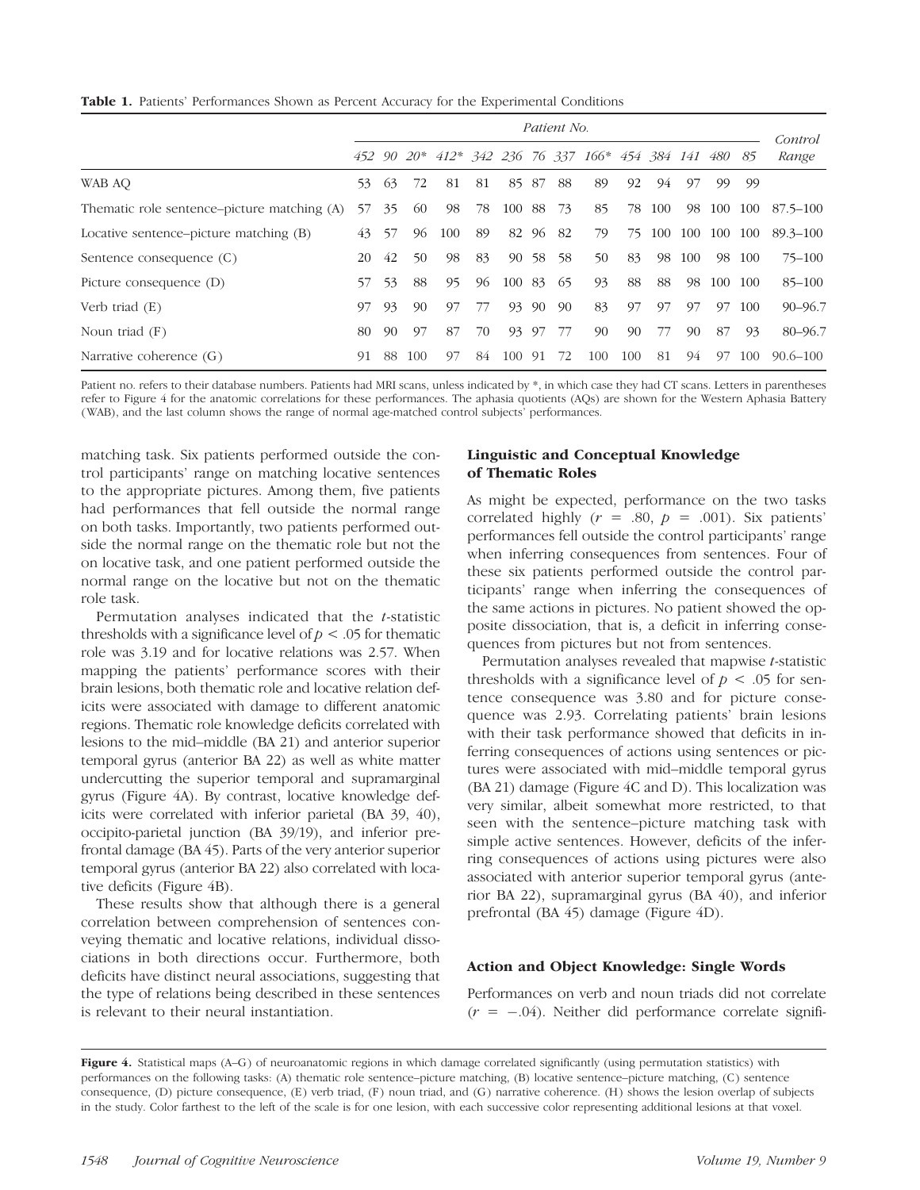**Table 1.** Patients' Performances Shown as Percent Accuracy for the Experimental Conditions

| | *Patient No.* | | | | | | | | | | | | | | *Control Range* |
|---|---|---|---|---|---|---|---|---|---|---|---|---|---|---|---|
| | *452* | *90* | *20** | *412** | *342* | *236* | *76* | *337* | *166** | *454* | *384* | *141* | *480* | *85* | |
| WAB AQ | 53 | 63 | 72 | 81 | 81 | 85 | 87 | 88 | 89 | 92 | 94 | 97 | 99 | 99 | |
| Thematic role sentence–picture matching (A) | 57 | 35 | 60 | 98 | 78 | 100 | 88 | 73 | 85 | 78 | 100 | 98 | 100 | 100 | 87.5–100 |
| Locative sentence–picture matching (B) | 43 | 57 | 96 | 100 | 89 | 82 | 96 | 82 | 79 | 75 | 100 | 100 | 100 | 100 | 89.3–100 |
| Sentence consequence (C) | 20 | 42 | 50 | 98 | 83 | 90 | 58 | 58 | 50 | 83 | 98 | 100 | 98 | 100 | 75–100 |
| Picture consequence (D) | 57 | 53 | 88 | 95 | 96 | 100 | 83 | 65 | 93 | 88 | 88 | 98 | 100 | 100 | 85–100 |
| Verb triad (E) | 97 | 93 | 90 | 97 | 77 | 93 | 90 | 90 | 83 | 97 | 97 | 97 | 97 | 100 | 90–96.7 |
| Noun triad (F) | 80 | 90 | 97 | 87 | 70 | 93 | 97 | 77 | 90 | 90 | 77 | 90 | 87 | 93 | 80–96.7 |
| Narrative coherence (G) | 91 | 88 | 100 | 97 | 84 | 100 | 91 | 72 | 100 | 100 | 81 | 94 | 97 | 100 | 90.6–100 |

Patient no. refers to their database numbers. Patients had MRI scans, unless indicated by *, in which case they had CT scans. Letters in parentheses refer to Figure 4 for the anatomic correlations for these performances. The aphasia quotients (AQs) are shown for the Western Aphasia Battery (WAB), and the last column shows the range of normal age-matched control subjects' performances.

matching task. Six patients performed outside the control participants' range on matching locative sentences to the appropriate pictures. Among them, five patients had performances that fell outside the normal range on both tasks. Importantly, two patients performed outside the normal range on the thematic role but not the on locative task, and one patient performed outside the normal range on the locative but not on the thematic role task.

Permutation analyses indicated that the *t*-statistic thresholds with a significance level of $p < .05$ for thematic role was 3.19 and for locative relations was 2.57. When mapping the patients' performance scores with their brain lesions, both thematic role and locative relation deficits were associated with damage to different anatomic regions. Thematic role knowledge deficits correlated with lesions to the mid–middle (BA 21) and anterior superior temporal gyrus (anterior BA 22) as well as white matter undercutting the superior temporal and supramarginal gyrus (Figure 4A). By contrast, locative knowledge deficits were correlated with inferior parietal (BA 39, 40), occipito-parietal junction (BA 39/19), and inferior prefrontal damage (BA 45). Parts of the very anterior superior temporal gyrus (anterior BA 22) also correlated with locative deficits (Figure 4B).

These results show that although there is a general correlation between comprehension of sentences conveying thematic and locative relations, individual dissociations in both directions occur. Furthermore, both deficits have distinct neural associations, suggesting that the type of relations being described in these sentences is relevant to their neural instantiation.

## Linguistic and Conceptual Knowledge of Thematic Roles

As might be expected, performance on the two tasks correlated highly ($r = .80$, $p = .001$). Six patients' performances fell outside the control participants' range when inferring consequences from sentences. Four of these six patients performed outside the control participants' range when inferring the consequences of the same actions in pictures. No patient showed the opposite dissociation, that is, a deficit in inferring consequences from pictures but not from sentences.

Permutation analyses revealed that mapwise *t*-statistic thresholds with a significance level of $p < .05$ for sentence consequence was 3.80 and for picture consequence was 2.93. Correlating patients' brain lesions with their task performance showed that deficits in inferring consequences of actions using sentences or pictures were associated with mid–middle temporal gyrus (BA 21) damage (Figure 4C and D). This localization was very similar, albeit somewhat more restricted, to that seen with the sentence–picture matching task with simple active sentences. However, deficits of the inferring consequences of actions using pictures were also associated with anterior superior temporal gyrus (anterior BA 22), supramarginal gyrus (BA 40), and inferior prefrontal (BA 45) damage (Figure 4D).

## Action and Object Knowledge: Single Words

Performances on verb and noun triads did not correlate ($r = -.04$). Neither did performance correlate signifi-

**Figure 4.** Statistical maps (A–G) of neuroanatomic regions in which damage correlated significantly (using permutation statistics) with performances on the following tasks: (A) thematic role sentence–picture matching, (B) locative sentence–picture matching, (C) sentence consequence, (D) picture consequence, (E) verb triad, (F) noun triad, and (G) narrative coherence. (H) shows the lesion overlap of subjects in the study. Color farthest to the left of the scale is for one lesion, with each successive color representing additional lesions at that voxel.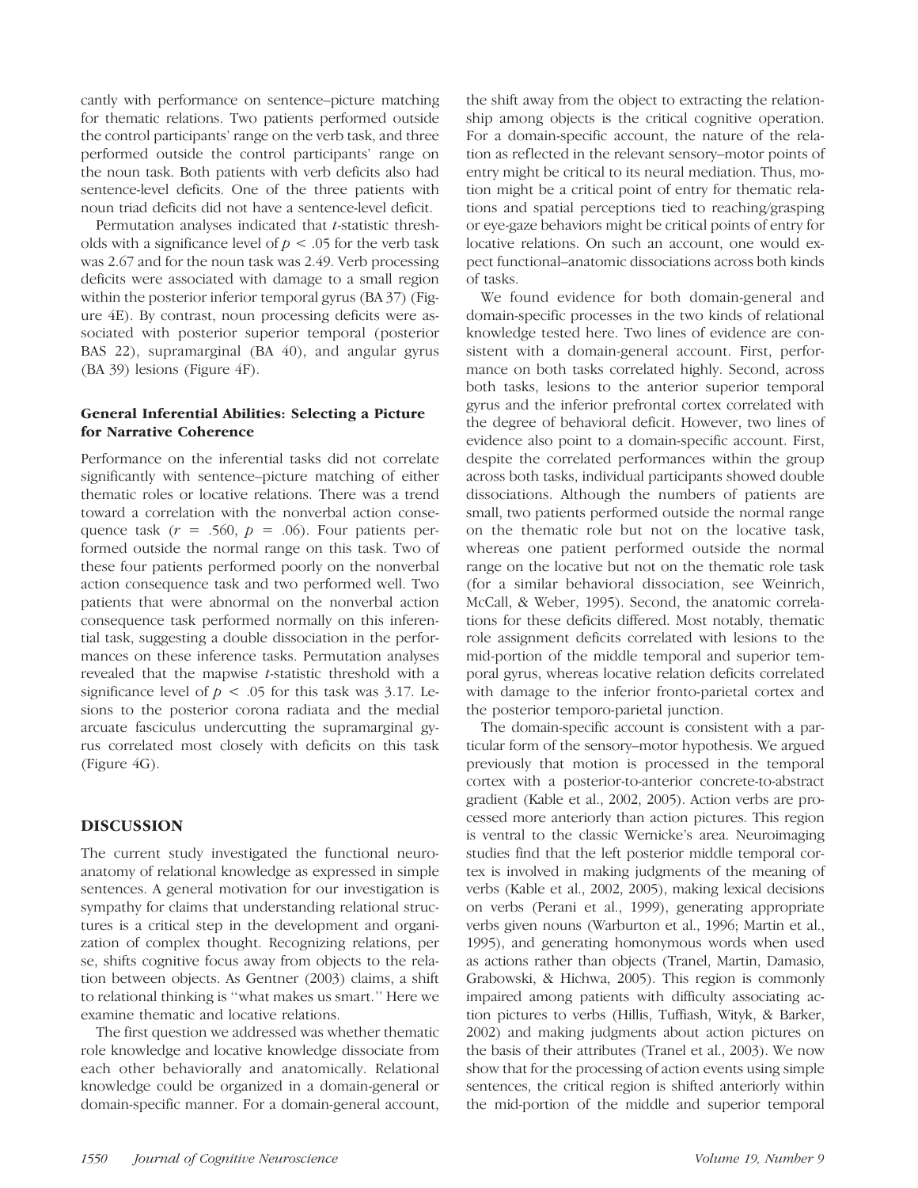cantly with performance on sentence–picture matching for thematic relations. Two patients performed outside the control participants' range on the verb task, and three performed outside the control participants' range on the noun task. Both patients with verb deficits also had sentence-level deficits. One of the three patients with noun triad deficits did not have a sentence-level deficit.

Permutation analyses indicated that *t*-statistic thresholds with a significance level of $p < .05$ for the verb task was 2.67 and for the noun task was 2.49. Verb processing deficits were associated with damage to a small region within the posterior inferior temporal gyrus (BA 37) (Figure 4E). By contrast, noun processing deficits were associated with posterior superior temporal (posterior BAS 22), supramarginal (BA 40), and angular gyrus (BA 39) lesions (Figure 4F).

### General Inferential Abilities: Selecting a Picture for Narrative Coherence

Performance on the inferential tasks did not correlate significantly with sentence–picture matching of either thematic roles or locative relations. There was a trend toward a correlation with the nonverbal action consequence task ($r = .560$, $p = .06$). Four patients performed outside the normal range on this task. Two of these four patients performed poorly on the nonverbal action consequence task and two performed well. Two patients that were abnormal on the nonverbal action consequence task performed normally on this inferential task, suggesting a double dissociation in the performances on these inference tasks. Permutation analyses revealed that the mapwise *t*-statistic threshold with a significance level of $p < .05$ for this task was 3.17. Lesions to the posterior corona radiata and the medial arcuate fasciculus undercutting the supramarginal gyrus correlated most closely with deficits on this task (Figure 4G).

## DISCUSSION

The current study investigated the functional neuroanatomy of relational knowledge as expressed in simple sentences. A general motivation for our investigation is sympathy for claims that understanding relational structures is a critical step in the development and organization of complex thought. Recognizing relations, per se, shifts cognitive focus away from objects to the relation between objects. As Gentner (2003) claims, a shift to relational thinking is "what makes us smart." Here we examine thematic and locative relations.

The first question we addressed was whether thematic role knowledge and locative knowledge dissociate from each other behaviorally and anatomically. Relational knowledge could be organized in a domain-general or domain-specific manner. For a domain-general account, the shift away from the object to extracting the relationship among objects is the critical cognitive operation. For a domain-specific account, the nature of the relation as reflected in the relevant sensory–motor points of entry might be critical to its neural mediation. Thus, motion might be a critical point of entry for thematic relations and spatial perceptions tied to reaching/grasping or eye-gaze behaviors might be critical points of entry for locative relations. On such an account, one would expect functional–anatomic dissociations across both kinds of tasks.

We found evidence for both domain-general and domain-specific processes in the two kinds of relational knowledge tested here. Two lines of evidence are consistent with a domain-general account. First, performance on both tasks correlated highly. Second, across both tasks, lesions to the anterior superior temporal gyrus and the inferior prefrontal cortex correlated with the degree of behavioral deficit. However, two lines of evidence also point to a domain-specific account. First, despite the correlated performances within the group across both tasks, individual participants showed double dissociations. Although the numbers of patients are small, two patients performed outside the normal range on the thematic role but not on the locative task, whereas one patient performed outside the normal range on the locative but not on the thematic role task (for a similar behavioral dissociation, see Weinrich, McCall, & Weber, 1995). Second, the anatomic correlations for these deficits differed. Most notably, thematic role assignment deficits correlated with lesions to the mid-portion of the middle temporal and superior temporal gyrus, whereas locative relation deficits correlated with damage to the inferior fronto-parietal cortex and the posterior temporo-parietal junction.

The domain-specific account is consistent with a particular form of the sensory–motor hypothesis. We argued previously that motion is processed in the temporal cortex with a posterior-to-anterior concrete-to-abstract gradient (Kable et al., 2002, 2005). Action verbs are processed more anteriorly than action pictures. This region is ventral to the classic Wernicke's area. Neuroimaging studies find that the left posterior middle temporal cortex is involved in making judgments of the meaning of verbs (Kable et al., 2002, 2005), making lexical decisions on verbs (Perani et al., 1999), generating appropriate verbs given nouns (Warburton et al., 1996; Martin et al., 1995), and generating homonymous words when used as actions rather than objects (Tranel, Martin, Damasio, Grabowski, & Hichwa, 2005). This region is commonly impaired among patients with difficulty associating action pictures to verbs (Hillis, Tuffiash, Wityk, & Barker, 2002) and making judgments about action pictures on the basis of their attributes (Tranel et al., 2003). We now show that for the processing of action events using simple sentences, the critical region is shifted anteriorly within the mid-portion of the middle and superior temporal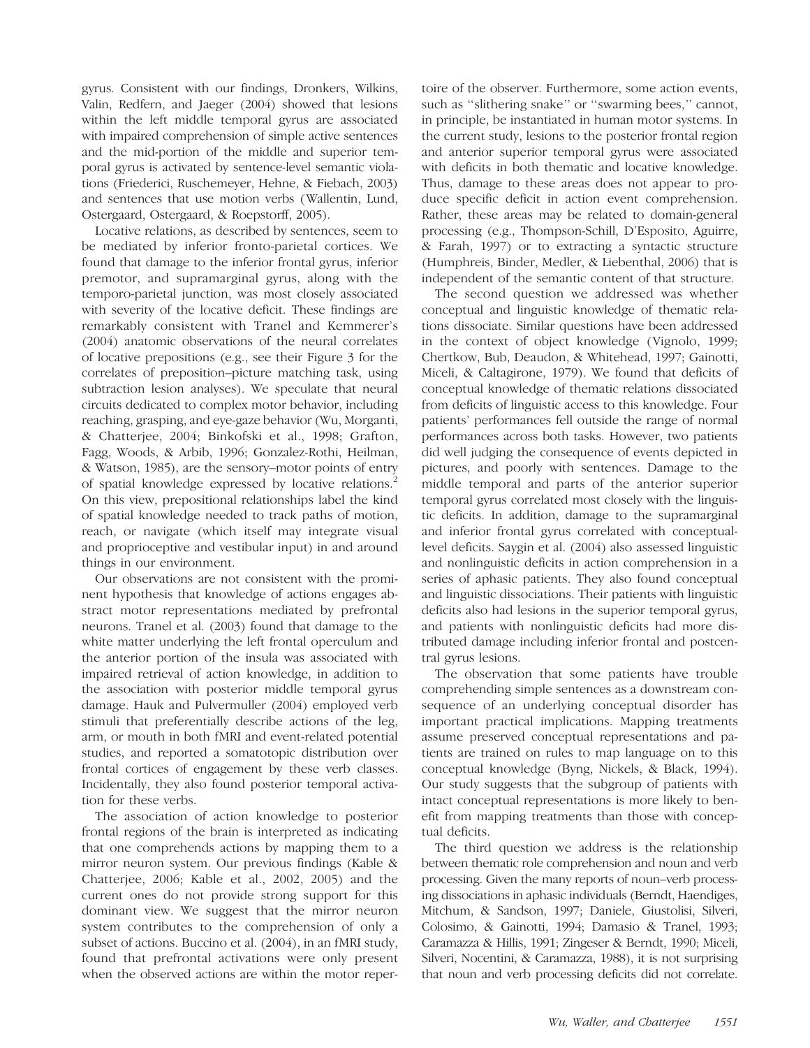gyrus. Consistent with our findings, Dronkers, Wilkins, Valin, Redfern, and Jaeger (2004) showed that lesions within the left middle temporal gyrus are associated with impaired comprehension of simple active sentences and the mid-portion of the middle and superior temporal gyrus is activated by sentence-level semantic violations (Friederici, Ruschemeyer, Hehne, & Fiebach, 2003) and sentences that use motion verbs (Wallentin, Lund, Ostergaard, Ostergaard, & Roepstorff, 2005).

Locative relations, as described by sentences, seem to be mediated by inferior fronto-parietal cortices. We found that damage to the inferior frontal gyrus, inferior premotor, and supramarginal gyrus, along with the temporo-parietal junction, was most closely associated with severity of the locative deficit. These findings are remarkably consistent with Tranel and Kemmerer's (2004) anatomic observations of the neural correlates of locative prepositions (e.g., see their Figure 3 for the correlates of preposition–picture matching task, using subtraction lesion analyses). We speculate that neural circuits dedicated to complex motor behavior, including reaching, grasping, and eye-gaze behavior (Wu, Morganti, & Chatterjee, 2004; Binkofski et al., 1998; Grafton, Fagg, Woods, & Arbib, 1996; Gonzalez-Rothi, Heilman, & Watson, 1985), are the sensory–motor points of entry of spatial knowledge expressed by locative relations.[2] On this view, prepositional relationships label the kind of spatial knowledge needed to track paths of motion, reach, or navigate (which itself may integrate visual and proprioceptive and vestibular input) in and around things in our environment.

Our observations are not consistent with the prominent hypothesis that knowledge of actions engages abstract motor representations mediated by prefrontal neurons. Tranel et al. (2003) found that damage to the white matter underlying the left frontal operculum and the anterior portion of the insula was associated with impaired retrieval of action knowledge, in addition to the association with posterior middle temporal gyrus damage. Hauk and Pulvermuller (2004) employed verb stimuli that preferentially describe actions of the leg, arm, or mouth in both fMRI and event-related potential studies, and reported a somatotopic distribution over frontal cortices of engagement by these verb classes. Incidentally, they also found posterior temporal activation for these verbs.

The association of action knowledge to posterior frontal regions of the brain is interpreted as indicating that one comprehends actions by mapping them to a mirror neuron system. Our previous findings (Kable & Chatterjee, 2006; Kable et al., 2002, 2005) and the current ones do not provide strong support for this dominant view. We suggest that the mirror neuron system contributes to the comprehension of only a subset of actions. Buccino et al. (2004), in an fMRI study, found that prefrontal activations were only present when the observed actions are within the motor repertoire of the observer. Furthermore, some action events, such as "slithering snake" or "swarming bees," cannot, in principle, be instantiated in human motor systems. In the current study, lesions to the posterior frontal region and anterior superior temporal gyrus were associated with deficits in both thematic and locative knowledge. Thus, damage to these areas does not appear to produce specific deficit in action event comprehension. Rather, these areas may be related to domain-general processing (e.g., Thompson-Schill, D'Esposito, Aguirre, & Farah, 1997) or to extracting a syntactic structure (Humphreis, Binder, Medler, & Liebenthal, 2006) that is independent of the semantic content of that structure.

The second question we addressed was whether conceptual and linguistic knowledge of thematic relations dissociate. Similar questions have been addressed in the context of object knowledge (Vignolo, 1999; Chertkow, Bub, Deaudon, & Whitehead, 1997; Gainotti, Miceli, & Caltagirone, 1979). We found that deficits of conceptual knowledge of thematic relations dissociated from deficits of linguistic access to this knowledge. Four patients' performances fell outside the range of normal performances across both tasks. However, two patients did well judging the consequence of events depicted in pictures, and poorly with sentences. Damage to the middle temporal and parts of the anterior superior temporal gyrus correlated most closely with the linguistic deficits. In addition, damage to the supramarginal and inferior frontal gyrus correlated with conceptual-level deficits. Saygin et al. (2004) also assessed linguistic and nonlinguistic deficits in action comprehension in a series of aphasic patients. They also found conceptual and linguistic dissociations. Their patients with linguistic deficits also had lesions in the superior temporal gyrus, and patients with nonlinguistic deficits had more distributed damage including inferior frontal and postcentral gyrus lesions.

The observation that some patients have trouble comprehending simple sentences as a downstream consequence of an underlying conceptual disorder has important practical implications. Mapping treatments assume preserved conceptual representations and patients are trained on rules to map language on to this conceptual knowledge (Byng, Nickels, & Black, 1994). Our study suggests that the subgroup of patients with intact conceptual representations is more likely to benefit from mapping treatments than those with conceptual deficits.

The third question we address is the relationship between thematic role comprehension and noun and verb processing. Given the many reports of noun–verb processing dissociations in aphasic individuals (Berndt, Haendiges, Mitchum, & Sandson, 1997; Daniele, Giustolisi, Silveri, Colosimo, & Gainotti, 1994; Damasio & Tranel, 1993; Caramazza & Hillis, 1991; Zingeser & Berndt, 1990; Miceli, Silveri, Nocentini, & Caramazza, 1988), it is not surprising that noun and verb processing deficits did not correlate.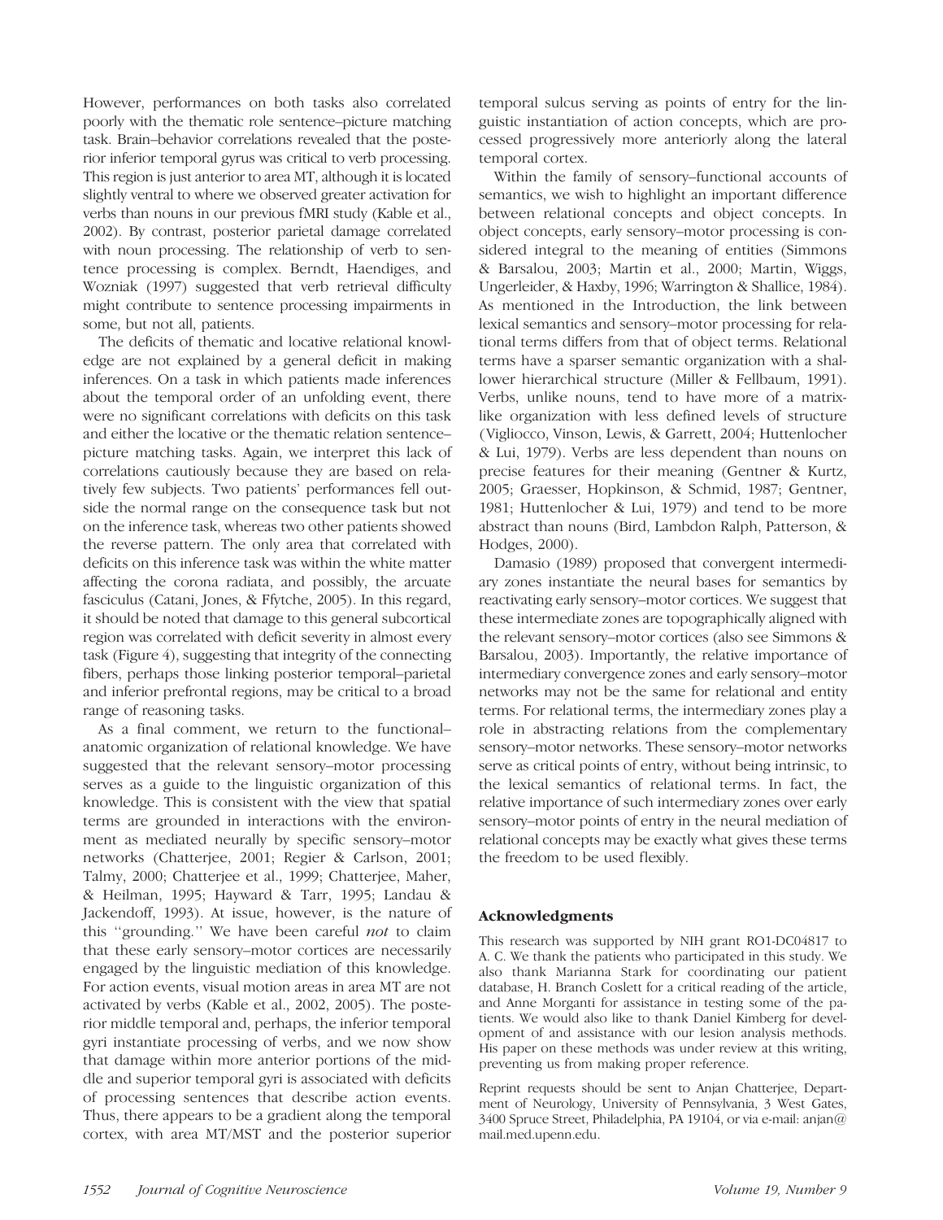However, performances on both tasks also correlated poorly with the thematic role sentence–picture matching task. Brain–behavior correlations revealed that the posterior inferior temporal gyrus was critical to verb processing. This region is just anterior to area MT, although it is located slightly ventral to where we observed greater activation for verbs than nouns in our previous fMRI study (Kable et al., 2002). By contrast, posterior parietal damage correlated with noun processing. The relationship of verb to sentence processing is complex. Berndt, Haendiges, and Wozniak (1997) suggested that verb retrieval difficulty might contribute to sentence processing impairments in some, but not all, patients.

The deficits of thematic and locative relational knowledge are not explained by a general deficit in making inferences. On a task in which patients made inferences about the temporal order of an unfolding event, there were no significant correlations with deficits on this task and either the locative or the thematic relation sentence–picture matching tasks. Again, we interpret this lack of correlations cautiously because they are based on relatively few subjects. Two patients' performances fell outside the normal range on the consequence task but not on the inference task, whereas two other patients showed the reverse pattern. The only area that correlated with deficits on this inference task was within the white matter affecting the corona radiata, and possibly, the arcuate fasciculus (Catani, Jones, & Ffytche, 2005). In this regard, it should be noted that damage to this general subcortical region was correlated with deficit severity in almost every task (Figure 4), suggesting that integrity of the connecting fibers, perhaps those linking posterior temporal–parietal and inferior prefrontal regions, may be critical to a broad range of reasoning tasks.

As a final comment, we return to the functional–anatomic organization of relational knowledge. We have suggested that the relevant sensory–motor processing serves as a guide to the linguistic organization of this knowledge. This is consistent with the view that spatial terms are grounded in interactions with the environment as mediated neurally by specific sensory–motor networks (Chatterjee, 2001; Regier & Carlson, 2001; Talmy, 2000; Chatterjee et al., 1999; Chatterjee, Maher, & Heilman, 1995; Hayward & Tarr, 1995; Landau & Jackendoff, 1993). At issue, however, is the nature of this ''grounding.'' We have been careful *not* to claim that these early sensory–motor cortices are necessarily engaged by the linguistic mediation of this knowledge. For action events, visual motion areas in area MT are not activated by verbs (Kable et al., 2002, 2005). The posterior middle temporal and, perhaps, the inferior temporal gyri instantiate processing of verbs, and we now show that damage within more anterior portions of the middle and superior temporal gyri is associated with deficits of processing sentences that describe action events. Thus, there appears to be a gradient along the temporal cortex, with area MT/MST and the posterior superior temporal sulcus serving as points of entry for the linguistic instantiation of action concepts, which are processed progressively more anteriorly along the lateral temporal cortex.

Within the family of sensory–functional accounts of semantics, we wish to highlight an important difference between relational concepts and object concepts. In object concepts, early sensory–motor processing is considered integral to the meaning of entities (Simmons & Barsalou, 2003; Martin et al., 2000; Martin, Wiggs, Ungerleider, & Haxby, 1996; Warrington & Shallice, 1984). As mentioned in the Introduction, the link between lexical semantics and sensory–motor processing for relational terms differs from that of object terms. Relational terms have a sparser semantic organization with a shallower hierarchical structure (Miller & Fellbaum, 1991). Verbs, unlike nouns, tend to have more of a matrix-like organization with less defined levels of structure (Vigliocco, Vinson, Lewis, & Garrett, 2004; Huttenlocher & Lui, 1979). Verbs are less dependent than nouns on precise features for their meaning (Gentner & Kurtz, 2005; Graesser, Hopkinson, & Schmid, 1987; Gentner, 1981; Huttenlocher & Lui, 1979) and tend to be more abstract than nouns (Bird, Lambdon Ralph, Patterson, & Hodges, 2000).

Damasio (1989) proposed that convergent intermediary zones instantiate the neural bases for semantics by reactivating early sensory–motor cortices. We suggest that these intermediate zones are topographically aligned with the relevant sensory–motor cortices (also see Simmons & Barsalou, 2003). Importantly, the relative importance of intermediary convergence zones and early sensory–motor networks may not be the same for relational and entity terms. For relational terms, the intermediary zones play a role in abstracting relations from the complementary sensory–motor networks. These sensory–motor networks serve as critical points of entry, without being intrinsic, to the lexical semantics of relational terms. In fact, the relative importance of such intermediary zones over early sensory–motor points of entry in the neural mediation of relational concepts may be exactly what gives these terms the freedom to be used flexibly.

### Acknowledgments

This research was supported by NIH grant RO1-DC04817 to A. C. We thank the patients who participated in this study. We also thank Marianna Stark for coordinating our patient database, H. Branch Coslett for a critical reading of the article, and Anne Morganti for assistance in testing some of the patients. We would also like to thank Daniel Kimberg for development of and assistance with our lesion analysis methods. His paper on these methods was under review at this writing, preventing us from making proper reference.

Reprint requests should be sent to Anjan Chatterjee, Department of Neurology, University of Pennsylvania, 3 West Gates, 3400 Spruce Street, Philadelphia, PA 19104, or via e-mail: anjan@mail.med.upenn.edu.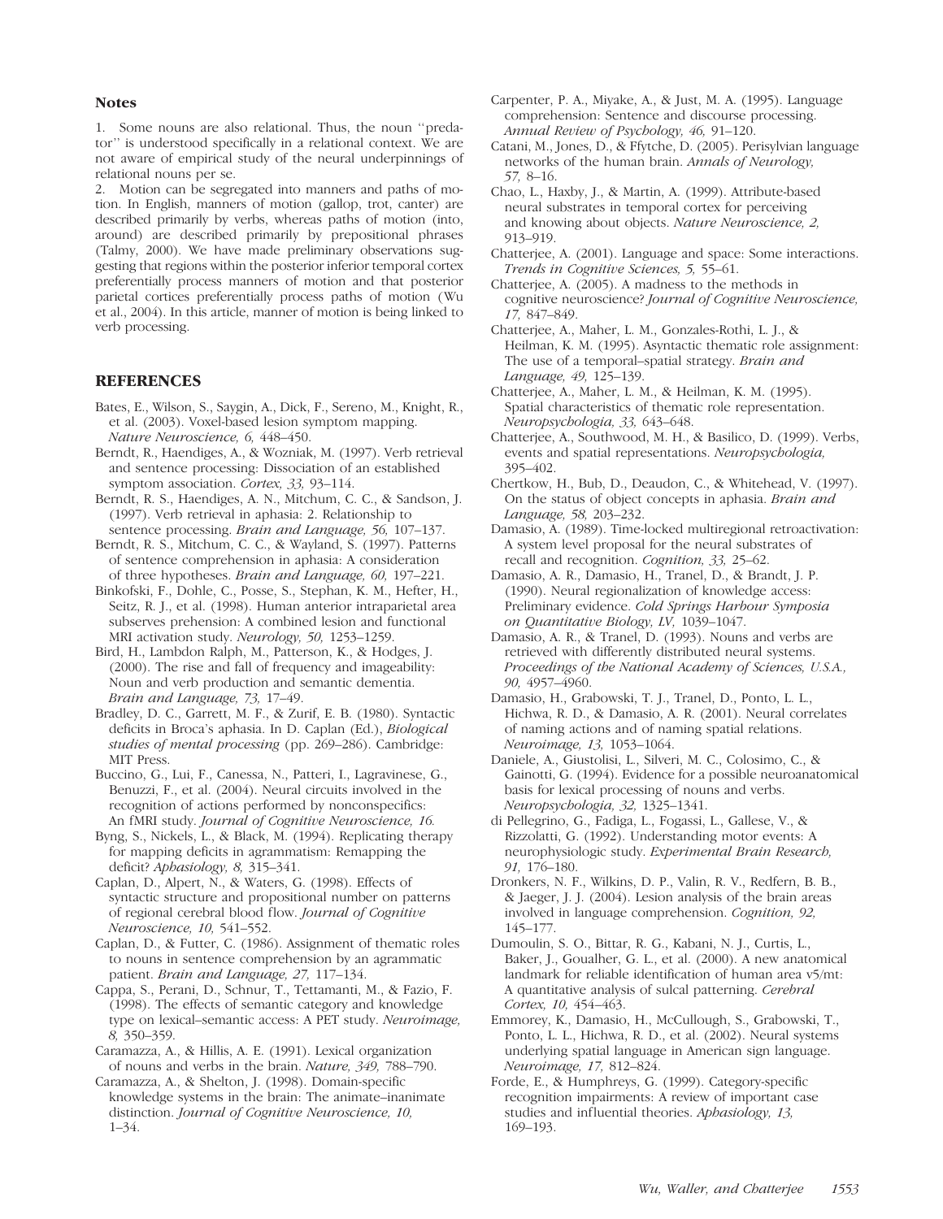## Notes

1. Some nouns are also relational. Thus, the noun ''predator'' is understood specifically in a relational context. We are not aware of empirical study of the neural underpinnings of relational nouns per se.

2. Motion can be segregated into manners and paths of motion. In English, manners of motion (gallop, trot, canter) are described primarily by verbs, whereas paths of motion (into, around) are described primarily by prepositional phrases (Talmy, 2000). We have made preliminary observations suggesting that regions within the posterior inferior temporal cortex preferentially process manners of motion and that posterior parietal cortices preferentially process paths of motion (Wu et al., 2004). In this article, manner of motion is being linked to verb processing.

## REFERENCES

Bates, E., Wilson, S., Saygin, A., Dick, F., Sereno, M., Knight, R., et al. (2003). Voxel-based lesion symptom mapping. *Nature Neuroscience, 6,* 448–450.

Berndt, R., Haendiges, A., & Wozniak, M. (1997). Verb retrieval and sentence processing: Dissociation of an established symptom association. *Cortex, 33,* 93–114.

Berndt, R. S., Haendiges, A. N., Mitchum, C. C., & Sandson, J. (1997). Verb retrieval in aphasia: 2. Relationship to sentence processing. *Brain and Language, 56,* 107–137.

Berndt, R. S., Mitchum, C. C., & Wayland, S. (1997). Patterns of sentence comprehension in aphasia: A consideration of three hypotheses. *Brain and Language, 60,* 197–221.

Binkofski, F., Dohle, C., Posse, S., Stephan, K. M., Hefter, H., Seitz, R. J., et al. (1998). Human anterior intraparietal area subserves prehension: A combined lesion and functional MRI activation study. *Neurology, 50,* 1253–1259.

Bird, H., Lambdon Ralph, M., Patterson, K., & Hodges, J. (2000). The rise and fall of frequency and imageability: Noun and verb production and semantic dementia. *Brain and Language, 73,* 17–49.

Bradley, D. C., Garrett, M. F., & Zurif, E. B. (1980). Syntactic deficits in Broca's aphasia. In D. Caplan (Ed.), *Biological studies of mental processing* (pp. 269–286). Cambridge: MIT Press.

Buccino, G., Lui, F., Canessa, N., Patteri, I., Lagravinese, G., Benuzzi, F., et al. (2004). Neural circuits involved in the recognition of actions performed by nonconspecifics: An fMRI study. *Journal of Cognitive Neuroscience, 16.*

Byng, S., Nickels, L., & Black, M. (1994). Replicating therapy for mapping deficits in agrammatism: Remapping the deficit? *Aphasiology, 8,* 315–341.

Caplan, D., Alpert, N., & Waters, G. (1998). Effects of syntactic structure and propositional number on patterns of regional cerebral blood flow. *Journal of Cognitive Neuroscience, 10,* 541–552.

Caplan, D., & Futter, C. (1986). Assignment of thematic roles to nouns in sentence comprehension by an agrammatic patient. *Brain and Language, 27,* 117–134.

Cappa, S., Perani, D., Schnur, T., Tettamanti, M., & Fazio, F. (1998). The effects of semantic category and knowledge type on lexical–semantic access: A PET study. *Neuroimage, 8,* 350–359.

Caramazza, A., & Hillis, A. E. (1991). Lexical organization of nouns and verbs in the brain. *Nature, 349,* 788–790.

Caramazza, A., & Shelton, J. (1998). Domain-specific knowledge systems in the brain: The animate–inanimate distinction. *Journal of Cognitive Neuroscience, 10,* 1–34.

Carpenter, P. A., Miyake, A., & Just, M. A. (1995). Language comprehension: Sentence and discourse processing. *Annual Review of Psychology, 46,* 91–120.

Catani, M., Jones, D., & Ffytche, D. (2005). Perisylvian language networks of the human brain. *Annals of Neurology, 57,* 8–16.

Chao, L., Haxby, J., & Martin, A. (1999). Attribute-based neural substrates in temporal cortex for perceiving and knowing about objects. *Nature Neuroscience, 2,* 913–919.

Chatterjee, A. (2001). Language and space: Some interactions. *Trends in Cognitive Sciences, 5,* 55–61.

Chatterjee, A. (2005). A madness to the methods in cognitive neuroscience? *Journal of Cognitive Neuroscience, 17,* 847–849.

Chatterjee, A., Maher, L. M., Gonzales-Rothi, L. J., & Heilman, K. M. (1995). Asyntactic thematic role assignment: The use of a temporal–spatial strategy. *Brain and Language, 49,* 125–139.

Chatterjee, A., Maher, L. M., & Heilman, K. M. (1995). Spatial characteristics of thematic role representation. *Neuropsychologia, 33,* 643–648.

Chatterjee, A., Southwood, M. H., & Basilico, D. (1999). Verbs, events and spatial representations. *Neuropsychologia,* 395–402.

Chertkow, H., Bub, D., Deaudon, C., & Whitehead, V. (1997). On the status of object concepts in aphasia. *Brain and Language, 58,* 203–232.

Damasio, A. (1989). Time-locked multiregional retroactivation: A system level proposal for the neural substrates of recall and recognition. *Cognition, 33,* 25–62.

Damasio, A. R., Damasio, H., Tranel, D., & Brandt, J. P. (1990). Neural regionalization of knowledge access: Preliminary evidence. *Cold Springs Harbour Symposia on Quantitative Biology, LV,* 1039–1047.

Damasio, A. R., & Tranel, D. (1993). Nouns and verbs are retrieved with differently distributed neural systems. *Proceedings of the National Academy of Sciences, U.S.A., 90,* 4957–4960.

Damasio, H., Grabowski, T. J., Tranel, D., Ponto, L. L., Hichwa, R. D., & Damasio, A. R. (2001). Neural correlates of naming actions and of naming spatial relations. *Neuroimage, 13,* 1053–1064.

Daniele, A., Giustolisi, L., Silveri, M. C., Colosimo, C., & Gainotti, G. (1994). Evidence for a possible neuroanatomical basis for lexical processing of nouns and verbs. *Neuropsychologia, 32,* 1325–1341.

di Pellegrino, G., Fadiga, L., Fogassi, L., Gallese, V., & Rizzolatti, G. (1992). Understanding motor events: A neurophysiologic study. *Experimental Brain Research, 91,* 176–180.

Dronkers, N. F., Wilkins, D. P., Valin, R. V., Redfern, B. B., & Jaeger, J. J. (2004). Lesion analysis of the brain areas involved in language comprehension. *Cognition, 92,* 145–177.

Dumoulin, S. O., Bittar, R. G., Kabani, N. J., Curtis, L., Baker, J., Goualher, G. L., et al. (2000). A new anatomical landmark for reliable identification of human area v5/mt: A quantitative analysis of sulcal patterning. *Cerebral Cortex, 10,* 454–463.

Emmorey, K., Damasio, H., McCullough, S., Grabowski, T., Ponto, L. L., Hichwa, R. D., et al. (2002). Neural systems underlying spatial language in American sign language. *Neuroimage, 17,* 812–824.

Forde, E., & Humphreys, G. (1999). Category-specific recognition impairments: A review of important case studies and influential theories. *Aphasiology, 13,* 169–193.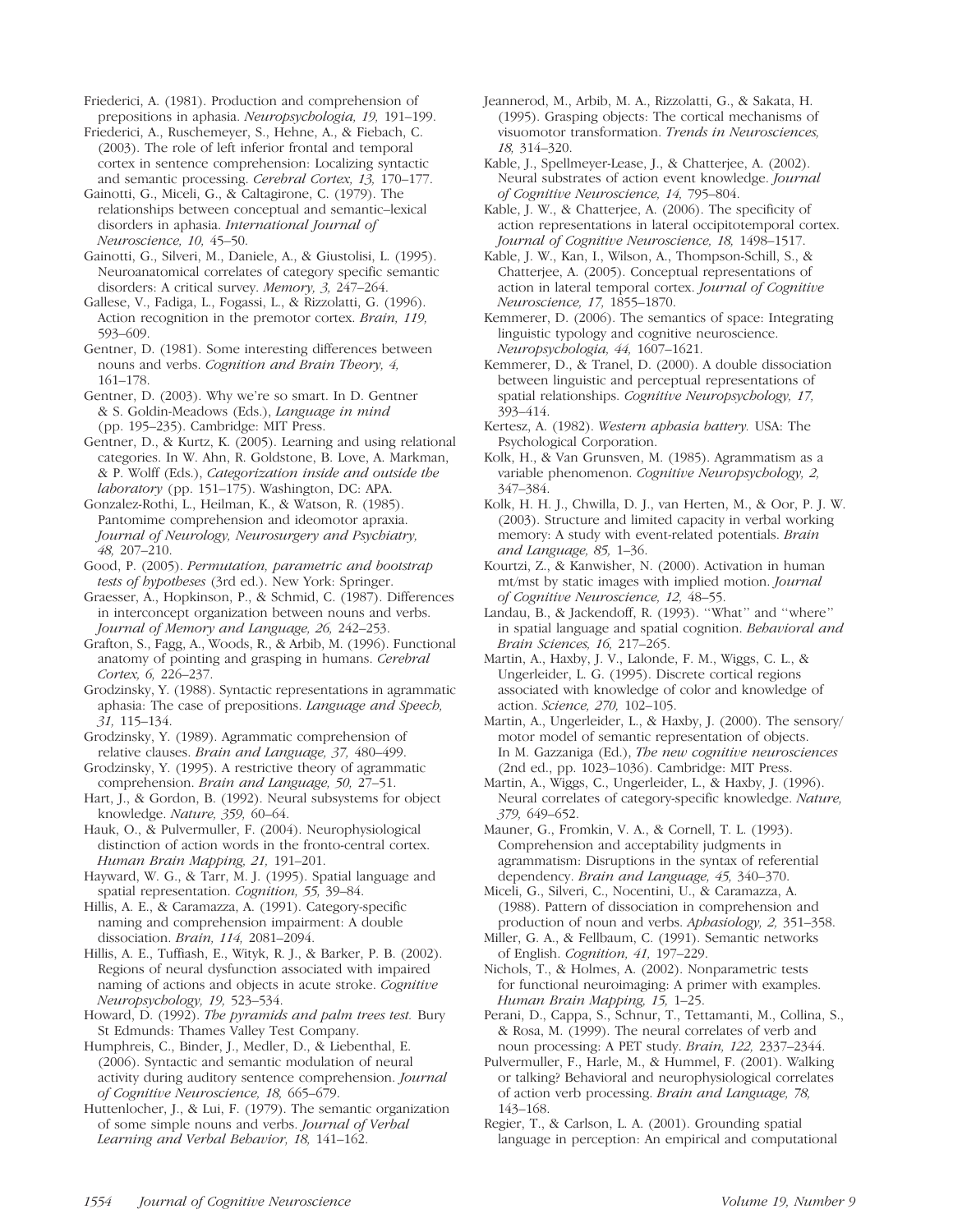Friederici, A. (1981). Production and comprehension of prepositions in aphasia. *Neuropsychologia, 19,* 191–199.

Friederici, A., Ruschemeyer, S., Hehne, A., & Fiebach, C. (2003). The role of left inferior frontal and temporal cortex in sentence comprehension: Localizing syntactic and semantic processing. *Cerebral Cortex, 13,* 170–177.

Gainotti, G., Miceli, G., & Caltagirone, C. (1979). The relationships between conceptual and semantic–lexical disorders in aphasia. *International Journal of Neuroscience, 10,* 45–50.

Gainotti, G., Silveri, M., Daniele, A., & Giustolisi, L. (1995). Neuroanatomical correlates of category specific semantic disorders: A critical survey. *Memory, 3,* 247–264.

Gallese, V., Fadiga, L., Fogassi, L., & Rizzolatti, G. (1996). Action recognition in the premotor cortex. *Brain, 119,* 593–609.

Gentner, D. (1981). Some interesting differences between nouns and verbs. *Cognition and Brain Theory, 4,* 161–178.

Gentner, D. (2003). Why we're so smart. In D. Gentner & S. Goldin-Meadows (Eds.), *Language in mind* (pp. 195–235). Cambridge: MIT Press.

Gentner, D., & Kurtz, K. (2005). Learning and using relational categories. In W. Ahn, R. Goldstone, B. Love, A. Markman, & P. Wolff (Eds.), *Categorization inside and outside the laboratory* (pp. 151–175). Washington, DC: APA.

Gonzalez-Rothi, L., Heilman, K., & Watson, R. (1985). Pantomime comprehension and ideomotor apraxia. *Journal of Neurology, Neurosurgery and Psychiatry, 48,* 207–210.

Good, P. (2005). *Permutation, parametric and bootstrap tests of hypotheses* (3rd ed.). New York: Springer.

Graesser, A., Hopkinson, P., & Schmid, C. (1987). Differences in interconcept organization between nouns and verbs. *Journal of Memory and Language, 26,* 242–253.

Grafton, S., Fagg, A., Woods, R., & Arbib, M. (1996). Functional anatomy of pointing and grasping in humans. *Cerebral Cortex, 6,* 226–237.

Grodzinsky, Y. (1988). Syntactic representations in agrammatic aphasia: The case of prepositions. *Language and Speech, 31,* 115–134.

Grodzinsky, Y. (1989). Agrammatic comprehension of relative clauses. *Brain and Language, 37,* 480–499.

Grodzinsky, Y. (1995). A restrictive theory of agrammatic comprehension. *Brain and Language, 50,* 27–51.

Hart, J., & Gordon, B. (1992). Neural subsystems for object knowledge. *Nature, 359,* 60–64.

Hauk, O., & Pulvermuller, F. (2004). Neurophysiological distinction of action words in the fronto-central cortex. *Human Brain Mapping, 21,* 191–201.

Hayward, W. G., & Tarr, M. J. (1995). Spatial language and spatial representation. *Cognition, 55,* 39–84.

Hillis, A. E., & Caramazza, A. (1991). Category-specific naming and comprehension impairment: A double dissociation. *Brain, 114,* 2081–2094.

Hillis, A. E., Tuffiash, E., Wityk, R. J., & Barker, P. B. (2002). Regions of neural dysfunction associated with impaired naming of actions and objects in acute stroke. *Cognitive Neuropsychology, 19,* 523–534.

Howard, D. (1992). *The pyramids and palm trees test.* Bury St Edmunds: Thames Valley Test Company.

Humphreis, C., Binder, J., Medler, D., & Liebenthal, E. (2006). Syntactic and semantic modulation of neural activity during auditory sentence comprehension. *Journal of Cognitive Neuroscience, 18,* 665–679.

Huttenlocher, J., & Lui, F. (1979). The semantic organization of some simple nouns and verbs. *Journal of Verbal Learning and Verbal Behavior, 18,* 141–162.

Jeannerod, M., Arbib, M. A., Rizzolatti, G., & Sakata, H. (1995). Grasping objects: The cortical mechanisms of visuomotor transformation. *Trends in Neurosciences, 18,* 314–320.

Kable, J., Spellmeyer-Lease, J., & Chatterjee, A. (2002). Neural substrates of action event knowledge. *Journal of Cognitive Neuroscience, 14,* 795–804.

Kable, J. W., & Chatterjee, A. (2006). The specificity of action representations in lateral occipitotemporal cortex. *Journal of Cognitive Neuroscience, 18,* 1498–1517.

Kable, J. W., Kan, I., Wilson, A., Thompson-Schill, S., & Chatterjee, A. (2005). Conceptual representations of action in lateral temporal cortex. *Journal of Cognitive Neuroscience, 17,* 1855–1870.

Kemmerer, D. (2006). The semantics of space: Integrating linguistic typology and cognitive neuroscience. *Neuropsychologia, 44,* 1607–1621.

Kemmerer, D., & Tranel, D. (2000). A double dissociation between linguistic and perceptual representations of spatial relationships. *Cognitive Neuropsychology, 17,* 393–414.

Kertesz, A. (1982). *Western aphasia battery.* USA: The Psychological Corporation.

Kolk, H., & Van Grunsven, M. (1985). Agrammatism as a variable phenomenon. *Cognitive Neuropsychology, 2,* 347–384.

Kolk, H. H. J., Chwilla, D. J., van Herten, M., & Oor, P. J. W. (2003). Structure and limited capacity in verbal working memory: A study with event-related potentials. *Brain and Language, 85,* 1–36.

Kourtzi, Z., & Kanwisher, N. (2000). Activation in human mt/mst by static images with implied motion. *Journal of Cognitive Neuroscience, 12,* 48–55.

Landau, B., & Jackendoff, R. (1993). "What" and "where" in spatial language and spatial cognition. *Behavioral and Brain Sciences, 16,* 217–265.

Martin, A., Haxby, J. V., Lalonde, F. M., Wiggs, C. L., & Ungerleider, L. G. (1995). Discrete cortical regions associated with knowledge of color and knowledge of action. *Science, 270,* 102–105.

Martin, A., Ungerleider, L., & Haxby, J. (2000). The sensory/motor model of semantic representation of objects. In M. Gazzaniga (Ed.), *The new cognitive neurosciences* (2nd ed., pp. 1023–1036). Cambridge: MIT Press.

Martin, A., Wiggs, C., Ungerleider, L., & Haxby, J. (1996). Neural correlates of category-specific knowledge. *Nature, 379,* 649–652.

Mauner, G., Fromkin, V. A., & Cornell, T. L. (1993). Comprehension and acceptability judgments in agrammatism: Disruptions in the syntax of referential dependency. *Brain and Language, 45,* 340–370.

Miceli, G., Silveri, C., Nocentini, U., & Caramazza, A. (1988). Pattern of dissociation in comprehension and production of noun and verbs. *Aphasiology, 2,* 351–358.

Miller, G. A., & Fellbaum, C. (1991). Semantic networks of English. *Cognition, 41,* 197–229.

Nichols, T., & Holmes, A. (2002). Nonparametric tests for functional neuroimaging: A primer with examples. *Human Brain Mapping, 15,* 1–25.

Perani, D., Cappa, S., Schnur, T., Tettamanti, M., Collina, S., & Rosa, M. (1999). The neural correlates of verb and noun processing: A PET study. *Brain, 122,* 2337–2344.

Pulvermuller, F., Harle, M., & Hummel, F. (2001). Walking or talking? Behavioral and neurophysiological correlates of action verb processing. *Brain and Language, 78,* 143–168.

Regier, T., & Carlson, L. A. (2001). Grounding spatial language in perception: An empirical and computational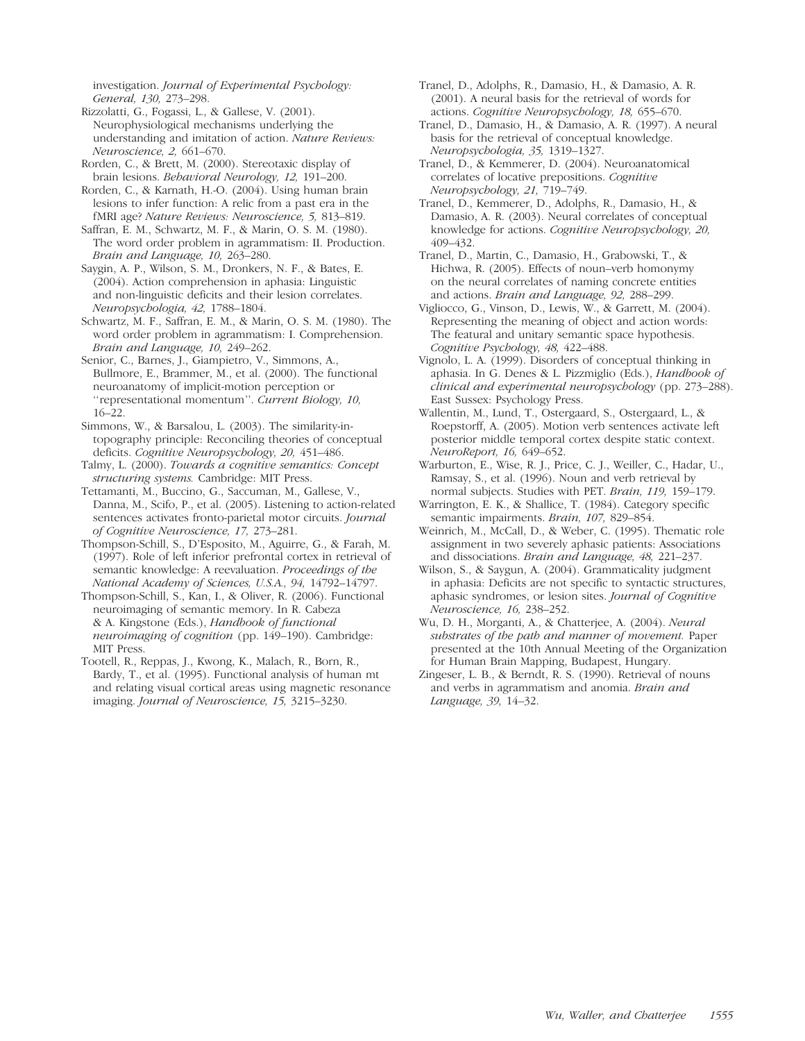investigation. *Journal of Experimental Psychology: General, 130,* 273–298.

Rizzolatti, G., Fogassi, L., & Gallese, V. (2001). Neurophysiological mechanisms underlying the understanding and imitation of action. *Nature Reviews: Neuroscience, 2,* 661–670.

Rorden, C., & Brett, M. (2000). Stereotaxic display of brain lesions. *Behavioral Neurology, 12,* 191–200.

Rorden, C., & Karnath, H.-O. (2004). Using human brain lesions to infer function: A relic from a past era in the fMRI age? *Nature Reviews: Neuroscience, 5,* 813–819.

Saffran, E. M., Schwartz, M. F., & Marin, O. S. M. (1980). The word order problem in agrammatism: II. Production. *Brain and Language, 10,* 263–280.

Saygin, A. P., Wilson, S. M., Dronkers, N. F., & Bates, E. (2004). Action comprehension in aphasia: Linguistic and non-linguistic deficits and their lesion correlates. *Neuropsychologia, 42,* 1788–1804.

Schwartz, M. F., Saffran, E. M., & Marin, O. S. M. (1980). The word order problem in agrammatism: I. Comprehension. *Brain and Language, 10,* 249–262.

Senior, C., Barnes, J., Giampietro, V., Simmons, A., Bullmore, E., Brammer, M., et al. (2000). The functional neuroanatomy of implicit-motion perception or ''representational momentum''. *Current Biology, 10,* 16–22.

Simmons, W., & Barsalou, L. (2003). The similarity-in-topography principle: Reconciling theories of conceptual deficits. *Cognitive Neuropsychology, 20,* 451–486.

Talmy, L. (2000). *Towards a cognitive semantics: Concept structuring systems.* Cambridge: MIT Press.

Tettamanti, M., Buccino, G., Saccuman, M., Gallese, V., Danna, M., Scifo, P., et al. (2005). Listening to action-related sentences activates fronto-parietal motor circuits. *Journal of Cognitive Neuroscience, 17,* 273–281.

Thompson-Schill, S., D'Esposito, M., Aguirre, G., & Farah, M. (1997). Role of left inferior prefrontal cortex in retrieval of semantic knowledge: A reevaluation. *Proceedings of the National Academy of Sciences, U.S.A., 94,* 14792–14797.

Thompson-Schill, S., Kan, I., & Oliver, R. (2006). Functional neuroimaging of semantic memory. In R. Cabeza & A. Kingstone (Eds.), *Handbook of functional neuroimaging of cognition* (pp. 149–190). Cambridge: MIT Press.

Tootell, R., Reppas, J., Kwong, K., Malach, R., Born, R., Bardy, T., et al. (1995). Functional analysis of human mt and relating visual cortical areas using magnetic resonance imaging. *Journal of Neuroscience, 15,* 3215–3230.

Tranel, D., Adolphs, R., Damasio, H., & Damasio, A. R. (2001). A neural basis for the retrieval of words for actions. *Cognitive Neuropsychology, 18,* 655–670.

Tranel, D., Damasio, H., & Damasio, A. R. (1997). A neural basis for the retrieval of conceptual knowledge. *Neuropsychologia, 35,* 1319–1327.

Tranel, D., & Kemmerer, D. (2004). Neuroanatomical correlates of locative prepositions. *Cognitive Neuropsychology, 21,* 719–749.

Tranel, D., Kemmerer, D., Adolphs, R., Damasio, H., & Damasio, A. R. (2003). Neural correlates of conceptual knowledge for actions. *Cognitive Neuropsychology, 20,* 409–432.

Tranel, D., Martin, C., Damasio, H., Grabowski, T., & Hichwa, R. (2005). Effects of noun–verb homonymy on the neural correlates of naming concrete entities and actions. *Brain and Language, 92,* 288–299.

Vigliocco, G., Vinson, D., Lewis, W., & Garrett, M. (2004). Representing the meaning of object and action words: The featural and unitary semantic space hypothesis. *Cognitive Psychology, 48,* 422–488.

Vignolo, L. A. (1999). Disorders of conceptual thinking in aphasia. In G. Denes & L. Pizzmiglio (Eds.), *Handbook of clinical and experimental neuropsychology* (pp. 273–288). East Sussex: Psychology Press.

Wallentin, M., Lund, T., Ostergaard, S., Ostergaard, L., & Roepstorff, A. (2005). Motion verb sentences activate left posterior middle temporal cortex despite static context. *NeuroReport, 16,* 649–652.

Warburton, E., Wise, R. J., Price, C. J., Weiller, C., Hadar, U., Ramsay, S., et al. (1996). Noun and verb retrieval by normal subjects. Studies with PET. *Brain, 119,* 159–179.

Warrington, E. K., & Shallice, T. (1984). Category specific semantic impairments. *Brain, 107,* 829–854.

Weinrich, M., McCall, D., & Weber, C. (1995). Thematic role assignment in two severely aphasic patients: Associations and dissociations. *Brain and Language, 48,* 221–237.

Wilson, S., & Saygun, A. (2004). Grammaticality judgment in aphasia: Deficits are not specific to syntactic structures, aphasic syndromes, or lesion sites. *Journal of Cognitive Neuroscience, 16,* 238–252.

Wu, D. H., Morganti, A., & Chatterjee, A. (2004). *Neural substrates of the path and manner of movement.* Paper presented at the 10th Annual Meeting of the Organization for Human Brain Mapping, Budapest, Hungary.

Zingeser, L. B., & Berndt, R. S. (1990). Retrieval of nouns and verbs in agrammatism and anomia. *Brain and Language, 39,* 14–32.